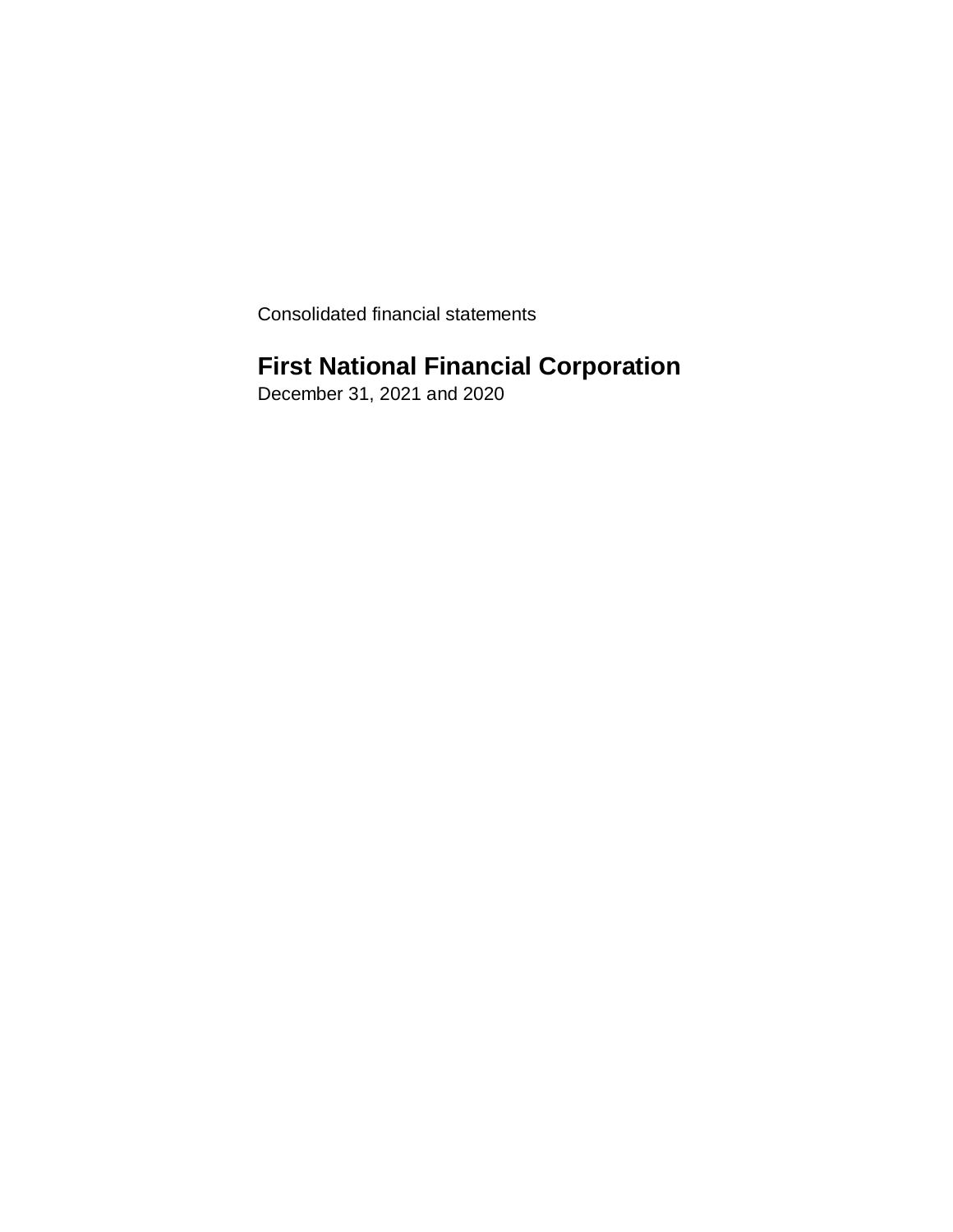Consolidated financial statements

# First National Financial Corporation

December 31, 2021 and 2020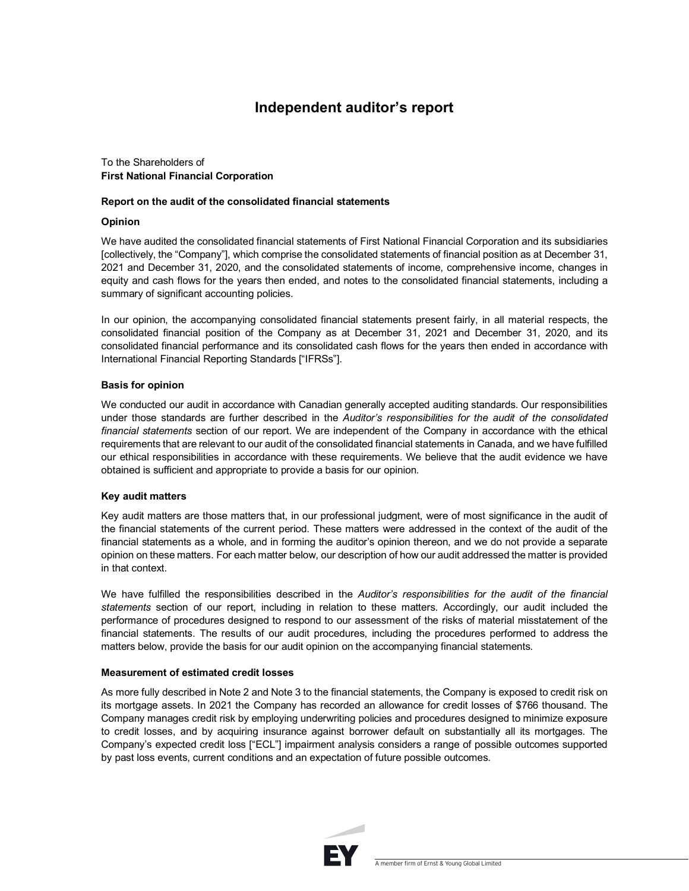# Independent auditor's report

To the Shareholders of
**First National Financial Corporation**

### Report on the audit of the consolidated financial statements

#### Opinion

We have audited the consolidated financial statements of First National Financial Corporation and its subsidiaries [collectively, the "Company"], which comprise the consolidated statements of financial position as at December 31, 2021 and December 31, 2020, and the consolidated statements of income, comprehensive income, changes in equity and cash flows for the years then ended, and notes to the consolidated financial statements, including a summary of significant accounting policies.

In our opinion, the accompanying consolidated financial statements present fairly, in all material respects, the consolidated financial position of the Company as at December 31, 2021 and December 31, 2020, and its consolidated financial performance and its consolidated cash flows for the years then ended in accordance with International Financial Reporting Standards ["IFRSs"].

#### Basis for opinion

We conducted our audit in accordance with Canadian generally accepted auditing standards. Our responsibilities under those standards are further described in the *Auditor's responsibilities for the audit of the consolidated financial statements* section of our report. We are independent of the Company in accordance with the ethical requirements that are relevant to our audit of the consolidated financial statements in Canada, and we have fulfilled our ethical responsibilities in accordance with these requirements. We believe that the audit evidence we have obtained is sufficient and appropriate to provide a basis for our opinion.

#### Key audit matters

Key audit matters are those matters that, in our professional judgment, were of most significance in the audit of the financial statements of the current period. These matters were addressed in the context of the audit of the financial statements as a whole, and in forming the auditor's opinion thereon, and we do not provide a separate opinion on these matters. For each matter below, our description of how our audit addressed the matter is provided in that context.

We have fulfilled the responsibilities described in the *Auditor's responsibilities for the audit of the financial statements* section of our report, including in relation to these matters. Accordingly, our audit included the performance of procedures designed to respond to our assessment of the risks of material misstatement of the financial statements. The results of our audit procedures, including the procedures performed to address the matters below, provide the basis for our audit opinion on the accompanying financial statements.

#### Measurement of estimated credit losses

As more fully described in Note 2 and Note 3 to the financial statements, the Company is exposed to credit risk on its mortgage assets. In 2021 the Company has recorded an allowance for credit losses of $766 thousand. The Company manages credit risk by employing underwriting policies and procedures designed to minimize exposure to credit losses, and by acquiring insurance against borrower default on substantially all its mortgages. The Company's expected credit loss ["ECL"] impairment analysis considers a range of possible outcomes supported by past loss events, current conditions and an expectation of future possible outcomes.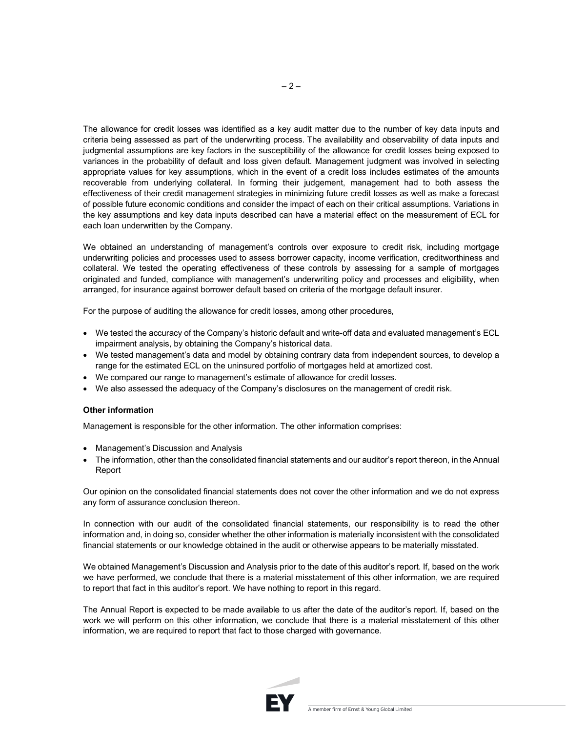The allowance for credit losses was identified as a key audit matter due to the number of key data inputs and criteria being assessed as part of the underwriting process. The availability and observability of data inputs and judgmental assumptions are key factors in the susceptibility of the allowance for credit losses being exposed to variances in the probability of default and loss given default. Management judgment was involved in selecting appropriate values for key assumptions, which in the event of a credit loss includes estimates of the amounts recoverable from underlying collateral. In forming their judgement, management had to both assess the effectiveness of their credit management strategies in minimizing future credit losses as well as make a forecast of possible future economic conditions and consider the impact of each on their critical assumptions. Variations in the key assumptions and key data inputs described can have a material effect on the measurement of ECL for each loan underwritten by the Company.

We obtained an understanding of management's controls over exposure to credit risk, including mortgage underwriting policies and processes used to assess borrower capacity, income verification, creditworthiness and collateral. We tested the operating effectiveness of these controls by assessing for a sample of mortgages originated and funded, compliance with management's underwriting policy and processes and eligibility, when arranged, for insurance against borrower default based on criteria of the mortgage default insurer.

For the purpose of auditing the allowance for credit losses, among other procedures,

- We tested the accuracy of the Company's historic default and write-off data and evaluated management's ECL impairment analysis, by obtaining the Company's historical data.
- We tested management's data and model by obtaining contrary data from independent sources, to develop a range for the estimated ECL on the uninsured portfolio of mortgages held at amortized cost.
- We compared our range to management's estimate of allowance for credit losses.
- We also assessed the adequacy of the Company's disclosures on the management of credit risk.

**Other information**

Management is responsible for the other information. The other information comprises:

- Management's Discussion and Analysis
- The information, other than the consolidated financial statements and our auditor's report thereon, in the Annual Report

Our opinion on the consolidated financial statements does not cover the other information and we do not express any form of assurance conclusion thereon.

In connection with our audit of the consolidated financial statements, our responsibility is to read the other information and, in doing so, consider whether the other information is materially inconsistent with the consolidated financial statements or our knowledge obtained in the audit or otherwise appears to be materially misstated.

We obtained Management's Discussion and Analysis prior to the date of this auditor's report. If, based on the work we have performed, we conclude that there is a material misstatement of this other information, we are required to report that fact in this auditor's report. We have nothing to report in this regard.

The Annual Report is expected to be made available to us after the date of the auditor's report. If, based on the work we will perform on this other information, we conclude that there is a material misstatement of this other information, we are required to report that fact to those charged with governance.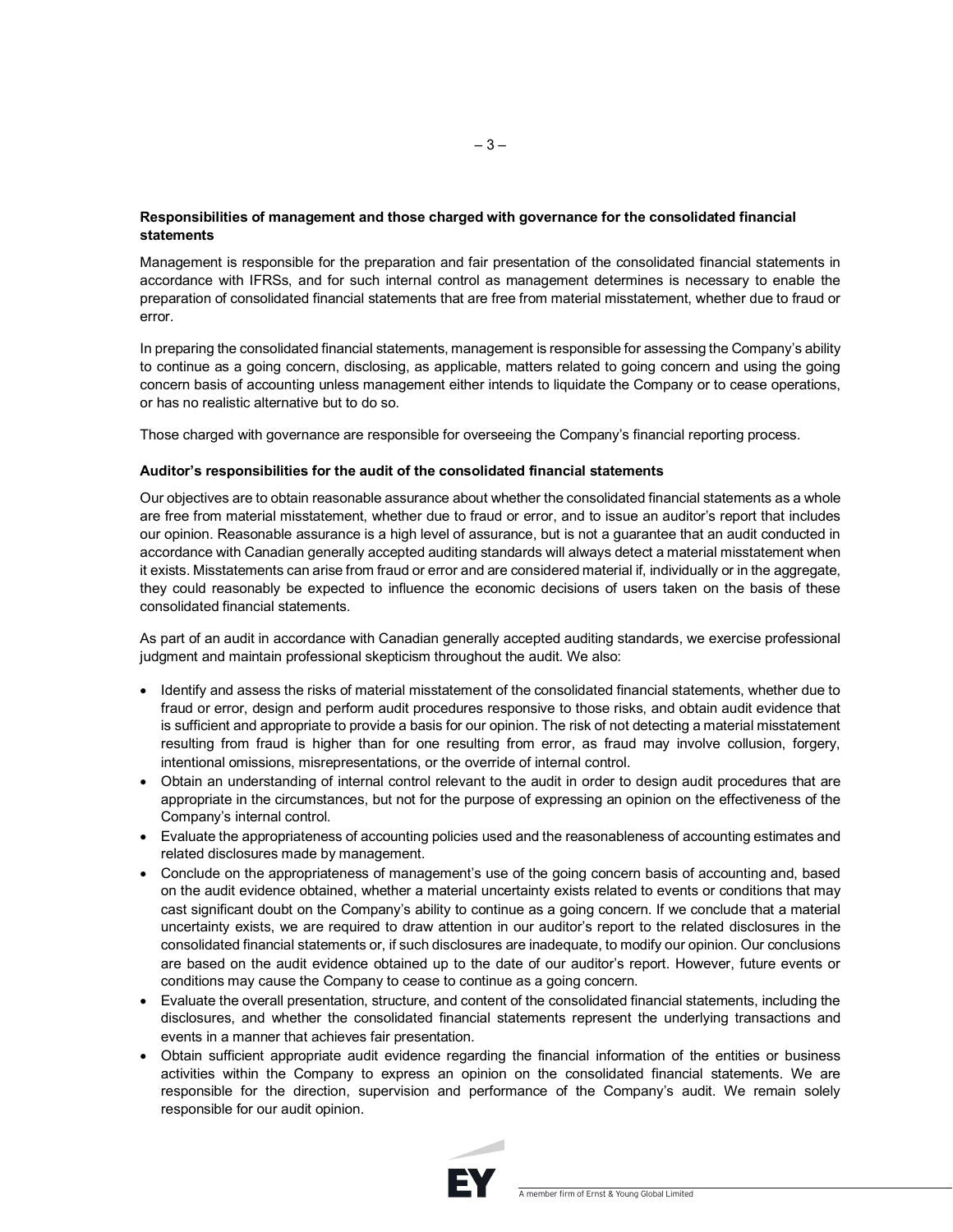**Responsibilities of management and those charged with governance for the consolidated financial statements**

Management is responsible for the preparation and fair presentation of the consolidated financial statements in accordance with IFRSs, and for such internal control as management determines is necessary to enable the preparation of consolidated financial statements that are free from material misstatement, whether due to fraud or error.

In preparing the consolidated financial statements, management is responsible for assessing the Company's ability to continue as a going concern, disclosing, as applicable, matters related to going concern and using the going concern basis of accounting unless management either intends to liquidate the Company or to cease operations, or has no realistic alternative but to do so.

Those charged with governance are responsible for overseeing the Company's financial reporting process.

**Auditor's responsibilities for the audit of the consolidated financial statements**

Our objectives are to obtain reasonable assurance about whether the consolidated financial statements as a whole are free from material misstatement, whether due to fraud or error, and to issue an auditor's report that includes our opinion. Reasonable assurance is a high level of assurance, but is not a guarantee that an audit conducted in accordance with Canadian generally accepted auditing standards will always detect a material misstatement when it exists. Misstatements can arise from fraud or error and are considered material if, individually or in the aggregate, they could reasonably be expected to influence the economic decisions of users taken on the basis of these consolidated financial statements.

As part of an audit in accordance with Canadian generally accepted auditing standards, we exercise professional judgment and maintain professional skepticism throughout the audit. We also:

- Identify and assess the risks of material misstatement of the consolidated financial statements, whether due to fraud or error, design and perform audit procedures responsive to those risks, and obtain audit evidence that is sufficient and appropriate to provide a basis for our opinion. The risk of not detecting a material misstatement resulting from fraud is higher than for one resulting from error, as fraud may involve collusion, forgery, intentional omissions, misrepresentations, or the override of internal control.
- Obtain an understanding of internal control relevant to the audit in order to design audit procedures that are appropriate in the circumstances, but not for the purpose of expressing an opinion on the effectiveness of the Company's internal control.
- Evaluate the appropriateness of accounting policies used and the reasonableness of accounting estimates and related disclosures made by management.
- Conclude on the appropriateness of management's use of the going concern basis of accounting and, based on the audit evidence obtained, whether a material uncertainty exists related to events or conditions that may cast significant doubt on the Company's ability to continue as a going concern. If we conclude that a material uncertainty exists, we are required to draw attention in our auditor's report to the related disclosures in the consolidated financial statements or, if such disclosures are inadequate, to modify our opinion. Our conclusions are based on the audit evidence obtained up to the date of our auditor's report. However, future events or conditions may cause the Company to cease to continue as a going concern.
- Evaluate the overall presentation, structure, and content of the consolidated financial statements, including the disclosures, and whether the consolidated financial statements represent the underlying transactions and events in a manner that achieves fair presentation.
- Obtain sufficient appropriate audit evidence regarding the financial information of the entities or business activities within the Company to express an opinion on the consolidated financial statements. We are responsible for the direction, supervision and performance of the Company's audit. We remain solely responsible for our audit opinion.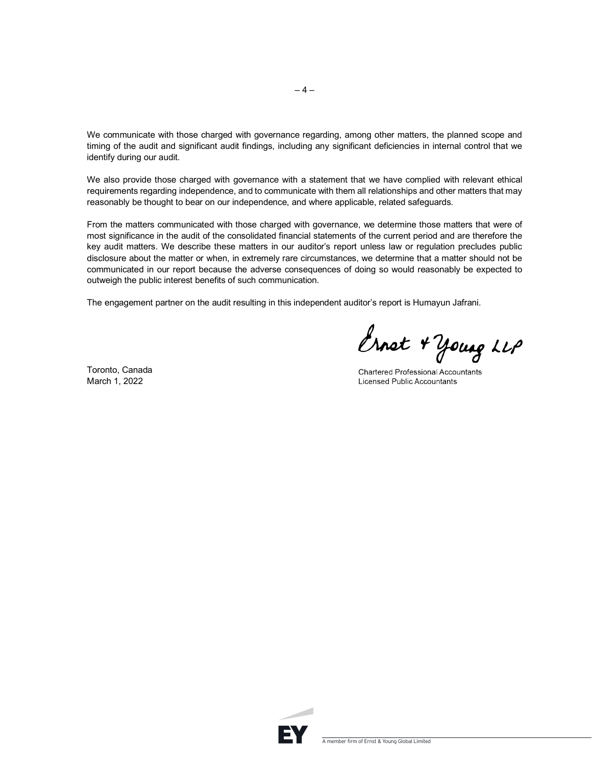We communicate with those charged with governance regarding, among other matters, the planned scope and timing of the audit and significant audit findings, including any significant deficiencies in internal control that we identify during our audit.

We also provide those charged with governance with a statement that we have complied with relevant ethical requirements regarding independence, and to communicate with them all relationships and other matters that may reasonably be thought to bear on our independence, and where applicable, related safeguards.

From the matters communicated with those charged with governance, we determine those matters that were of most significance in the audit of the consolidated financial statements of the current period and are therefore the key audit matters. We describe these matters in our auditor's report unless law or regulation precludes public disclosure about the matter or when, in extremely rare circumstances, we determine that a matter should not be communicated in our report because the adverse consequences of doing so would reasonably be expected to outweigh the public interest benefits of such communication.

The engagement partner on the audit resulting in this independent auditor's report is Humayun Jafrani.

Ernst & Young LLP

Chartered Professional Accountants
Licensed Public Accountants

Toronto, Canada
March 1, 2022

A member firm of Ernst & Young Global Limited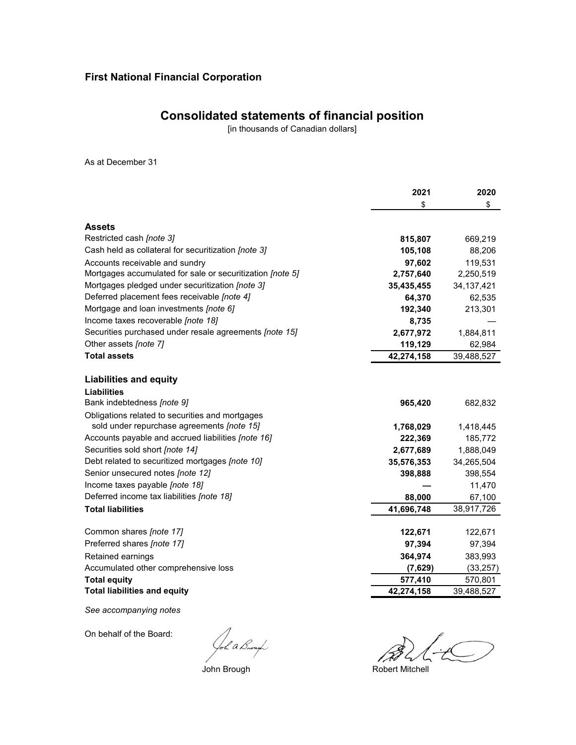## First National Financial Corporation

# Consolidated statements of financial position

[in thousands of Canadian dollars]

As at December 31

| | 2021 | 2020 |
|---|---|---|
| | $ | $ |
| **Assets** | | |
| Restricted cash *[note 3]* | **815,807** | 669,219 |
| Cash held as collateral for securitization *[note 3]* | **105,108** | 88,206 |
| Accounts receivable and sundry | **97,602** | 119,531 |
| Mortgages accumulated for sale or securitization *[note 5]* | **2,757,640** | 2,250,519 |
| Mortgages pledged under securitization *[note 3]* | **35,435,455** | 34,137,421 |
| Deferred placement fees receivable *[note 4]* | **64,370** | 62,535 |
| Mortgage and loan investments *[note 6]* | **192,340** | 213,301 |
| Income taxes recoverable *[note 18]* | **8,735** | — |
| Securities purchased under resale agreements *[note 15]* | **2,677,972** | 1,884,811 |
| Other assets *[note 7]* | **119,129** | 62,984 |
| **Total assets** | **42,274,158** | 39,488,527 |
| **Liabilities and equity** | | |
| **Liabilities** | | |
| Bank indebtedness *[note 9]* | **965,420** | 682,832 |
| Obligations related to securities and mortgages sold under repurchase agreements *[note 15]* | **1,768,029** | 1,418,445 |
| Accounts payable and accrued liabilities *[note 16]* | **222,369** | 185,772 |
| Securities sold short *[note 14]* | **2,677,689** | 1,888,049 |
| Debt related to securitized mortgages *[note 10]* | **35,576,353** | 34,265,504 |
| Senior unsecured notes *[note 12]* | **398,888** | 398,554 |
| Income taxes payable *[note 18]* | **—** | 11,470 |
| Deferred income tax liabilities *[note 18]* | **88,000** | 67,100 |
| **Total liabilities** | **41,696,748** | 38,917,726 |
| Common shares *[note 17]* | **122,671** | 122,671 |
| Preferred shares *[note 17]* | **97,394** | 97,394 |
| Retained earnings | **364,974** | 383,993 |
| Accumulated other comprehensive loss | **(7,629)** | (33,257) |
| **Total equity** | **577,410** | 570,801 |
| **Total liabilities and equity** | **42,274,158** | 39,488,527 |

*See accompanying notes*

On behalf of the Board:

John Brough                Robert Mitchell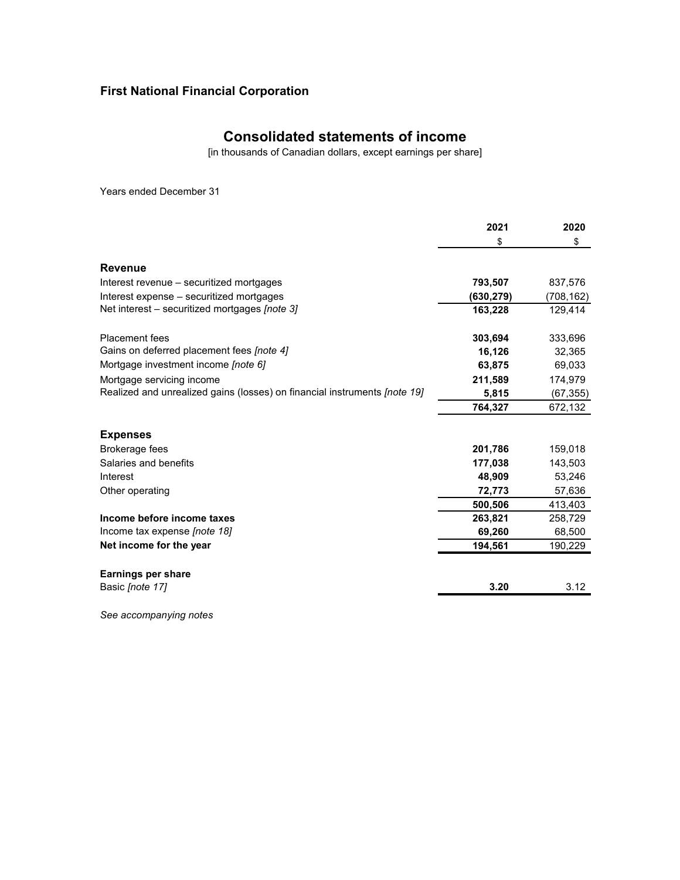**First National Financial Corporation**

# Consolidated statements of income

[in thousands of Canadian dollars, except earnings per share]

Years ended December 31

| | 2021 | 2020 |
|---|---|---|
| | $ | $ |
| **Revenue** | | |
| Interest revenue – securitized mortgages | **793,507** | 837,576 |
| Interest expense – securitized mortgages | **(630,279)** | (708,162) |
| Net interest – securitized mortgages *[note 3]* | **163,228** | 129,414 |
| | | |
| Placement fees | **303,694** | 333,696 |
| Gains on deferred placement fees *[note 4]* | **16,126** | 32,365 |
| Mortgage investment income *[note 6]* | **63,875** | 69,033 |
| Mortgage servicing income | **211,589** | 174,979 |
| Realized and unrealized gains (losses) on financial instruments *[note 19]* | **5,815** | (67,355) |
| | **764,327** | 672,132 |
| | | |
| **Expenses** | | |
| Brokerage fees | **201,786** | 159,018 |
| Salaries and benefits | **177,038** | 143,503 |
| Interest | **48,909** | 53,246 |
| Other operating | **72,773** | 57,636 |
| | **500,506** | 413,403 |
| **Income before income taxes** | **263,821** | 258,729 |
| Income tax expense *[note 18]* | **69,260** | 68,500 |
| **Net income for the year** | **194,561** | 190,229 |
| | | |
| **Earnings per share** | | |
| Basic *[note 17]* | **3.20** | 3.12 |

*See accompanying notes*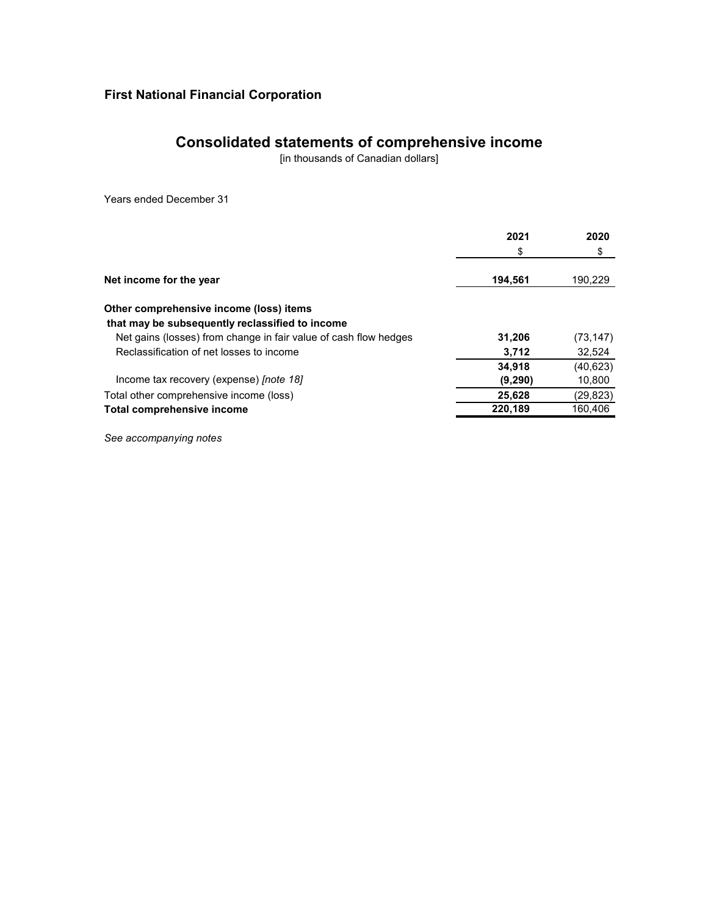**First National Financial Corporation**

# Consolidated statements of comprehensive income

[in thousands of Canadian dollars]

Years ended December 31

| | 2021 | 2020 |
|---|---|---|
| | $ | $ |
| **Net income for the year** | **194,561** | 190,229 |
| **Other comprehensive income (loss) items that may be subsequently reclassified to income** | | |
| Net gains (losses) from change in fair value of cash flow hedges | **31,206** | (73,147) |
| Reclassification of net losses to income | **3,712** | 32,524 |
| | **34,918** | (40,623) |
| Income tax recovery (expense) *[note 18]* | **(9,290)** | 10,800 |
| Total other comprehensive income (loss) | **25,628** | (29,823) |
| **Total comprehensive income** | **220,189** | 160,406 |

*See accompanying notes*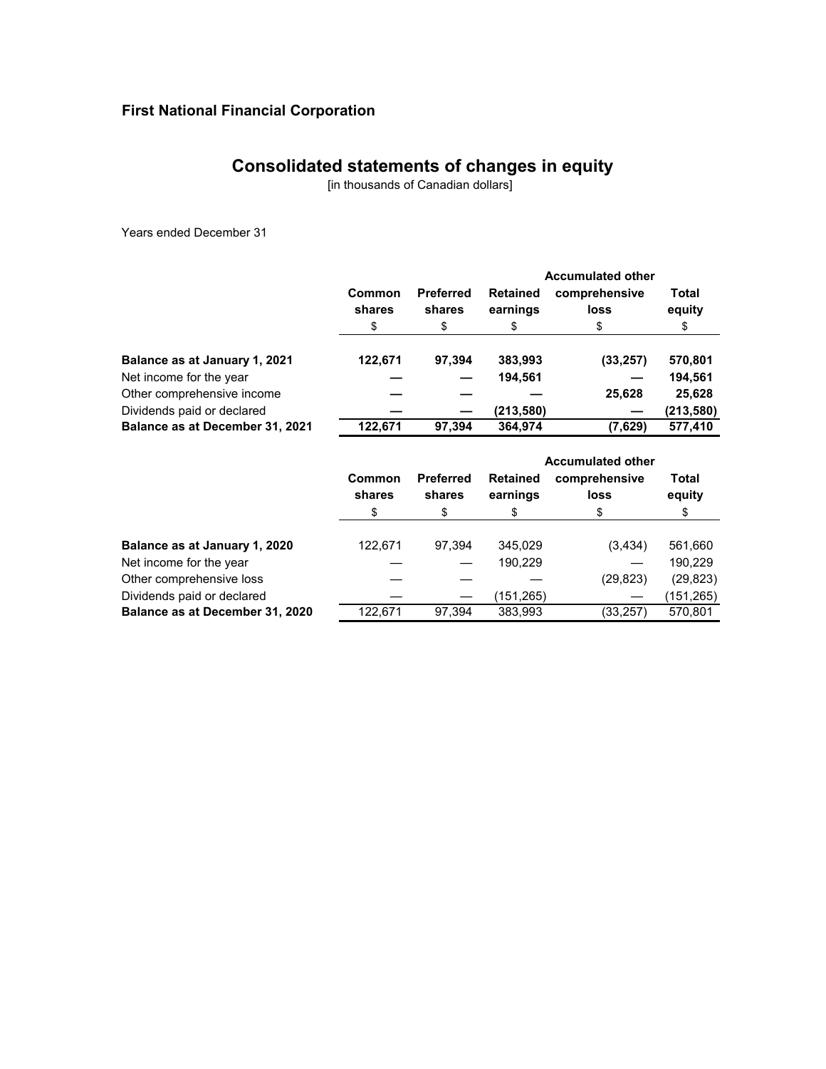**First National Financial Corporation**

# Consolidated statements of changes in equity

[in thousands of Canadian dollars]

Years ended December 31

| | Common shares | Preferred shares | Retained earnings | Accumulated other comprehensive loss | Total equity |
|---|---|---|---|---|---|
| | $ | $ | $ | $ | $ |
| **Balance as at January 1, 2021** | **122,671** | **97,394** | **383,993** | **(33,257)** | **570,801** |
| Net income for the year | **—** | **—** | **194,561** | **—** | **194,561** |
| Other comprehensive income | **—** | **—** | **—** | **25,628** | **25,628** |
| Dividends paid or declared | **—** | **—** | **(213,580)** | **—** | **(213,580)** |
| **Balance as at December 31, 2021** | **122,671** | **97,394** | **364,974** | **(7,629)** | **577,410** |

| | Common shares | Preferred shares | Retained earnings | Accumulated other comprehensive loss | Total equity |
|---|---|---|---|---|---|
| | $ | $ | $ | $ | $ |
| **Balance as at January 1, 2020** | 122,671 | 97,394 | 345,029 | (3,434) | 561,660 |
| Net income for the year | — | — | 190,229 | — | 190,229 |
| Other comprehensive loss | — | — | — | (29,823) | (29,823) |
| Dividends paid or declared | — | — | (151,265) | — | (151,265) |
| **Balance as at December 31, 2020** | 122,671 | 97,394 | 383,993 | (33,257) | 570,801 |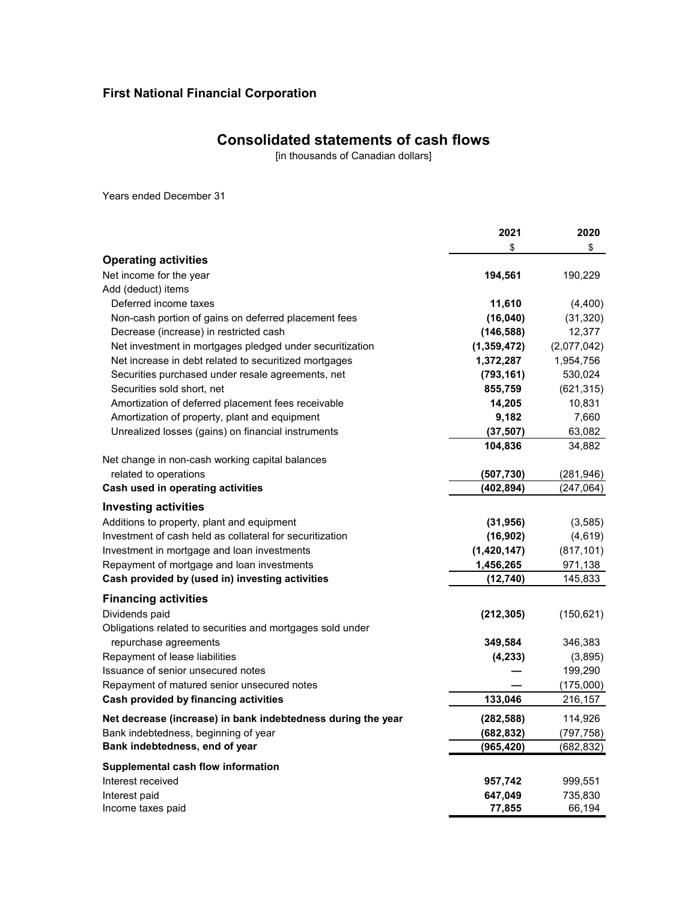# First National Financial Corporation

## Consolidated statements of cash flows

[in thousands of Canadian dollars]

Years ended December 31

| | 2021 | 2020 |
|---|---|---|
| | $ | $ |
| **Operating activities** | | |
| Net income for the year | **194,561** | 190,229 |
| Add (deduct) items | | |
| Deferred income taxes | **11,610** | (4,400) |
| Non-cash portion of gains on deferred placement fees | **(16,040)** | (31,320) |
| Decrease (increase) in restricted cash | **(146,588)** | 12,377 |
| Net investment in mortgages pledged under securitization | **(1,359,472)** | (2,077,042) |
| Net increase in debt related to securitized mortgages | **1,372,287** | 1,954,756 |
| Securities purchased under resale agreements, net | **(793,161)** | 530,024 |
| Securities sold short, net | **855,759** | (621,315) |
| Amortization of deferred placement fees receivable | **14,205** | 10,831 |
| Amortization of property, plant and equipment | **9,182** | 7,660 |
| Unrealized losses (gains) on financial instruments | **(37,507)** | 63,082 |
| | **104,836** | 34,882 |
| Net change in non-cash working capital balances related to operations | **(507,730)** | (281,946) |
| **Cash used in operating activities** | **(402,894)** | (247,064) |
| **Investing activities** | | |
| Additions to property, plant and equipment | **(31,956)** | (3,585) |
| Investment of cash held as collateral for securitization | **(16,902)** | (4,619) |
| Investment in mortgage and loan investments | **(1,420,147)** | (817,101) |
| Repayment of mortgage and loan investments | **1,456,265** | 971,138 |
| **Cash provided by (used in) investing activities** | **(12,740)** | 145,833 |
| **Financing activities** | | |
| Dividends paid | **(212,305)** | (150,621) |
| Obligations related to securities and mortgages sold under repurchase agreements | **349,584** | 346,383 |
| Repayment of lease liabilities | **(4,233)** | (3,895) |
| Issuance of senior unsecured notes | **—** | 199,290 |
| Repayment of matured senior unsecured notes | **—** | (175,000) |
| **Cash provided by financing activities** | **133,046** | 216,157 |
| **Net decrease (increase) in bank indebtedness during the year** | **(282,588)** | 114,926 |
| Bank indebtedness, beginning of year | **(682,832)** | (797,758) |
| **Bank indebtedness, end of year** | **(965,420)** | (682,832) |
| **Supplemental cash flow information** | | |
| Interest received | **957,742** | 999,551 |
| Interest paid | **647,049** | 735,830 |
| Income taxes paid | **77,855** | 66,194 |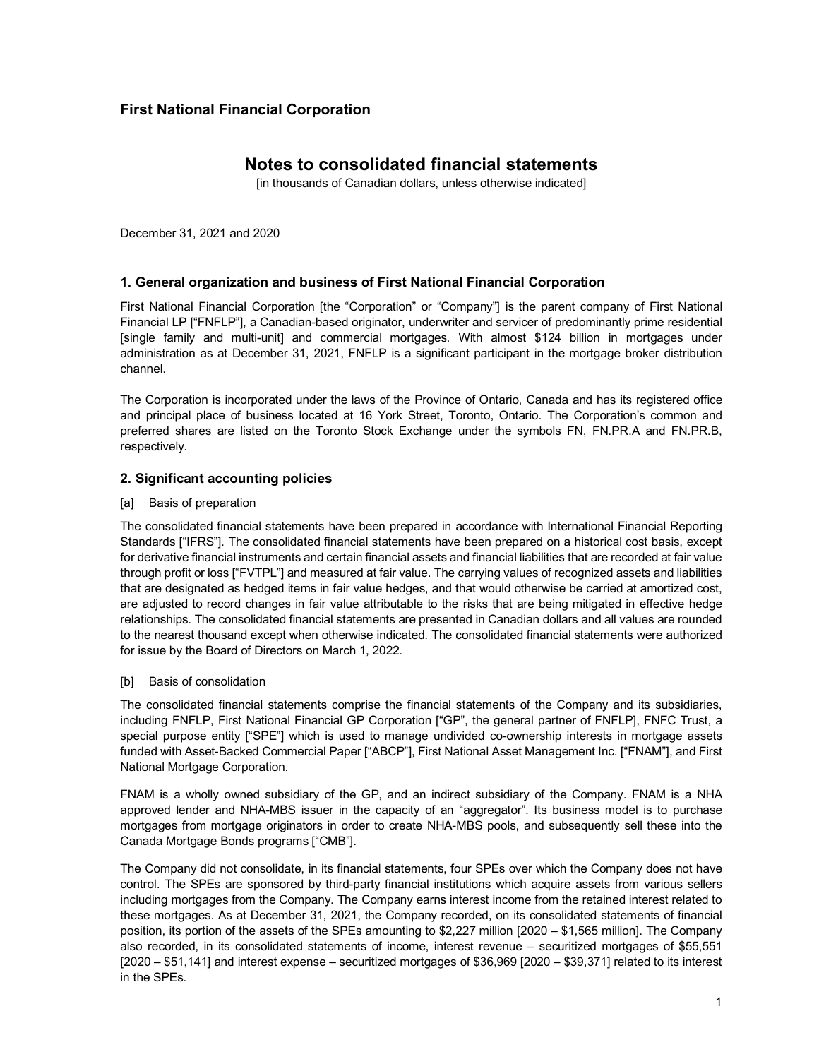**First National Financial Corporation**

# Notes to consolidated financial statements

[in thousands of Canadian dollars, unless otherwise indicated]

December 31, 2021 and 2020

## 1. General organization and business of First National Financial Corporation

First National Financial Corporation [the "Corporation" or "Company"] is the parent company of First National Financial LP ["FNFLP"], a Canadian-based originator, underwriter and servicer of predominantly prime residential [single family and multi-unit] and commercial mortgages. With almost $124 billion in mortgages under administration as at December 31, 2021, FNFLP is a significant participant in the mortgage broker distribution channel.

The Corporation is incorporated under the laws of the Province of Ontario, Canada and has its registered office and principal place of business located at 16 York Street, Toronto, Ontario. The Corporation's common and preferred shares are listed on the Toronto Stock Exchange under the symbols FN, FN.PR.A and FN.PR.B, respectively.

## 2. Significant accounting policies

### [a] Basis of preparation

The consolidated financial statements have been prepared in accordance with International Financial Reporting Standards ["IFRS"]. The consolidated financial statements have been prepared on a historical cost basis, except for derivative financial instruments and certain financial assets and financial liabilities that are recorded at fair value through profit or loss ["FVTPL"] and measured at fair value. The carrying values of recognized assets and liabilities that are designated as hedged items in fair value hedges, and that would otherwise be carried at amortized cost, are adjusted to record changes in fair value attributable to the risks that are being mitigated in effective hedge relationships. The consolidated financial statements are presented in Canadian dollars and all values are rounded to the nearest thousand except when otherwise indicated. The consolidated financial statements were authorized for issue by the Board of Directors on March 1, 2022.

### [b] Basis of consolidation

The consolidated financial statements comprise the financial statements of the Company and its subsidiaries, including FNFLP, First National Financial GP Corporation ["GP", the general partner of FNFLP], FNFC Trust, a special purpose entity ["SPE"] which is used to manage undivided co-ownership interests in mortgage assets funded with Asset-Backed Commercial Paper ["ABCP"], First National Asset Management Inc. ["FNAM"], and First National Mortgage Corporation.

FNAM is a wholly owned subsidiary of the GP, and an indirect subsidiary of the Company. FNAM is a NHA approved lender and NHA-MBS issuer in the capacity of an "aggregator". Its business model is to purchase mortgages from mortgage originators in order to create NHA-MBS pools, and subsequently sell these into the Canada Mortgage Bonds programs ["CMB"].

The Company did not consolidate, in its financial statements, four SPEs over which the Company does not have control. The SPEs are sponsored by third-party financial institutions which acquire assets from various sellers including mortgages from the Company. The Company earns interest income from the retained interest related to these mortgages. As at December 31, 2021, the Company recorded, on its consolidated statements of financial position, its portion of the assets of the SPEs amounting to $2,227 million [2020 – $1,565 million]. The Company also recorded, in its consolidated statements of income, interest revenue – securitized mortgages of $55,551 [2020 – $51,141] and interest expense – securitized mortgages of $36,969 [2020 – $39,371] related to its interest in the SPEs.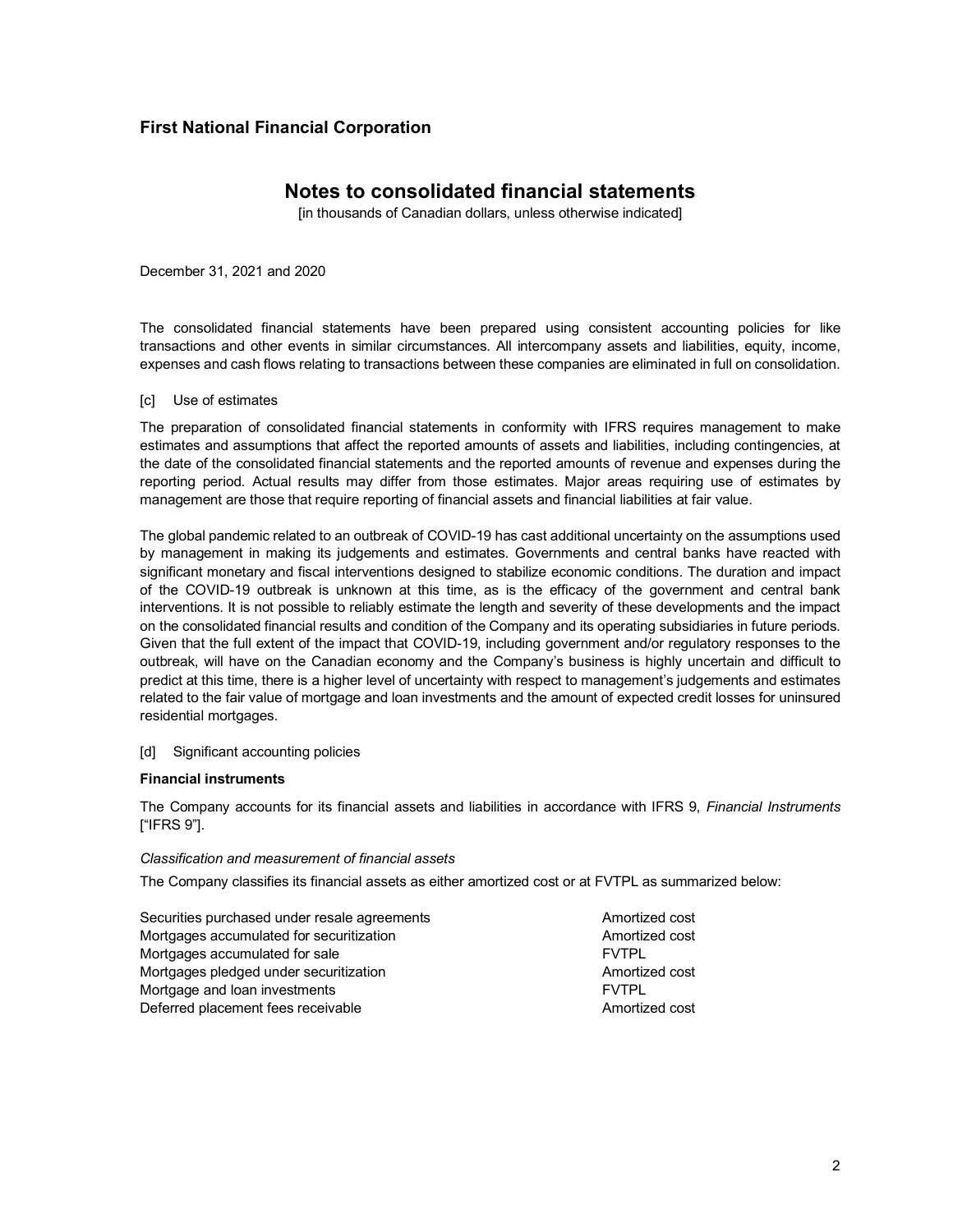The consolidated financial statements have been prepared using consistent accounting policies for like transactions and other events in similar circumstances. All intercompany assets and liabilities, equity, income, expenses and cash flows relating to transactions between these companies are eliminated in full on consolidation.

[c] Use of estimates

The preparation of consolidated financial statements in conformity with IFRS requires management to make estimates and assumptions that affect the reported amounts of assets and liabilities, including contingencies, at the date of the consolidated financial statements and the reported amounts of revenue and expenses during the reporting period. Actual results may differ from those estimates. Major areas requiring use of estimates by management are those that require reporting of financial assets and financial liabilities at fair value.

The global pandemic related to an outbreak of COVID-19 has cast additional uncertainty on the assumptions used by management in making its judgements and estimates. Governments and central banks have reacted with significant monetary and fiscal interventions designed to stabilize economic conditions. The duration and impact of the COVID-19 outbreak is unknown at this time, as is the efficacy of the government and central bank interventions. It is not possible to reliably estimate the length and severity of these developments and the impact on the consolidated financial results and condition of the Company and its operating subsidiaries in future periods. Given that the full extent of the impact that COVID-19, including government and/or regulatory responses to the outbreak, will have on the Canadian economy and the Company's business is highly uncertain and difficult to predict at this time, there is a higher level of uncertainty with respect to management's judgements and estimates related to the fair value of mortgage and loan investments and the amount of expected credit losses for uninsured residential mortgages.

[d] Significant accounting policies

**Financial instruments**

The Company accounts for its financial assets and liabilities in accordance with IFRS 9, *Financial Instruments* ["IFRS 9"].

*Classification and measurement of financial assets*

The Company classifies its financial assets as either amortized cost or at FVTPL as summarized below:

| | |
|---|---|
| Securities purchased under resale agreements | Amortized cost |
| Mortgages accumulated for securitization | Amortized cost |
| Mortgages accumulated for sale | FVTPL |
| Mortgages pledged under securitization | Amortized cost |
| Mortgage and loan investments | FVTPL |
| Deferred placement fees receivable | Amortized cost |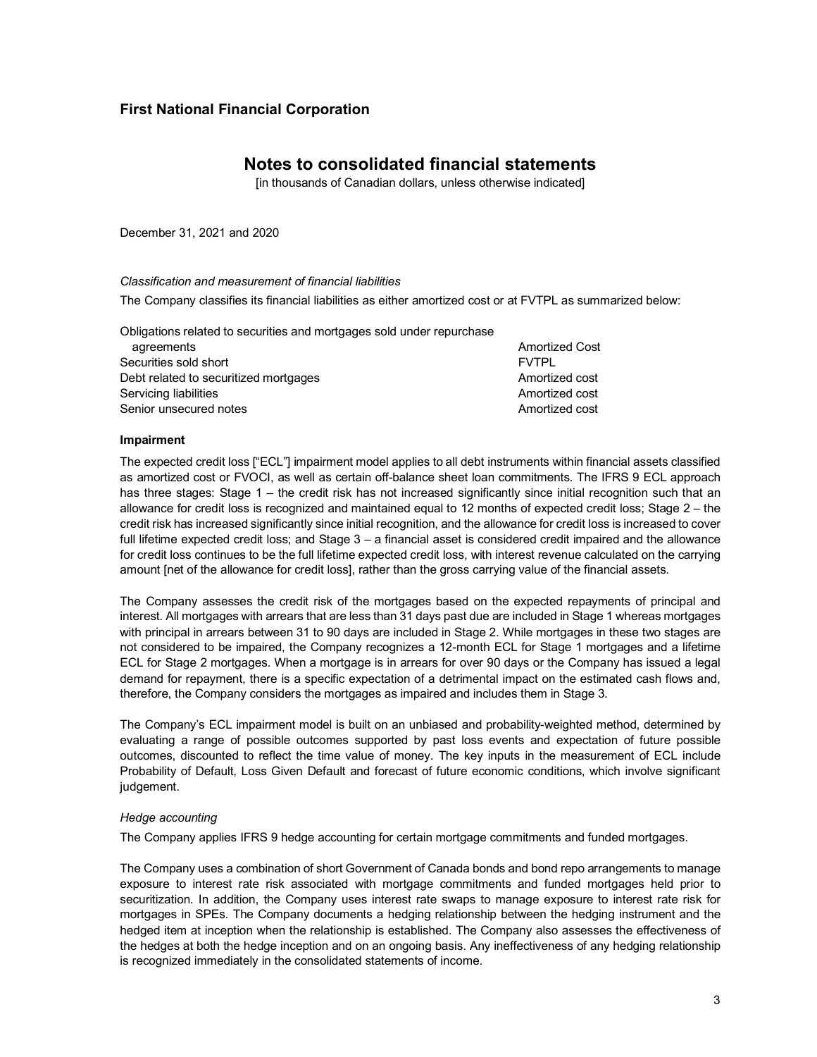First National Financial Corporation

# Notes to consolidated financial statements

[in thousands of Canadian dollars, unless otherwise indicated]

December 31, 2021 and 2020

*Classification and measurement of financial liabilities*

The Company classifies its financial liabilities as either amortized cost or at FVTPL as summarized below:

| | |
|---|---|
| Obligations related to securities and mortgages sold under repurchase agreements | Amortized Cost |
| Securities sold short | FVTPL |
| Debt related to securitized mortgages | Amortized cost |
| Servicing liabilities | Amortized cost |
| Senior unsecured notes | Amortized cost |

**Impairment**

The expected credit loss ["ECL"] impairment model applies to all debt instruments within financial assets classified as amortized cost or FVOCI, as well as certain off-balance sheet loan commitments. The IFRS 9 ECL approach has three stages: Stage 1 – the credit risk has not increased significantly since initial recognition such that an allowance for credit loss is recognized and maintained equal to 12 months of expected credit loss; Stage 2 – the credit risk has increased significantly since initial recognition, and the allowance for credit loss is increased to cover full lifetime expected credit loss; and Stage 3 – a financial asset is considered credit impaired and the allowance for credit loss continues to be the full lifetime expected credit loss, with interest revenue calculated on the carrying amount [net of the allowance for credit loss], rather than the gross carrying value of the financial assets.

The Company assesses the credit risk of the mortgages based on the expected repayments of principal and interest. All mortgages with arrears that are less than 31 days past due are included in Stage 1 whereas mortgages with principal in arrears between 31 to 90 days are included in Stage 2. While mortgages in these two stages are not considered to be impaired, the Company recognizes a 12-month ECL for Stage 1 mortgages and a lifetime ECL for Stage 2 mortgages. When a mortgage is in arrears for over 90 days or the Company has issued a legal demand for repayment, there is a specific expectation of a detrimental impact on the estimated cash flows and, therefore, the Company considers the mortgages as impaired and includes them in Stage 3.

The Company's ECL impairment model is built on an unbiased and probability-weighted method, determined by evaluating a range of possible outcomes supported by past loss events and expectation of future possible outcomes, discounted to reflect the time value of money. The key inputs in the measurement of ECL include Probability of Default, Loss Given Default and forecast of future economic conditions, which involve significant judgement.

*Hedge accounting*

The Company applies IFRS 9 hedge accounting for certain mortgage commitments and funded mortgages.

The Company uses a combination of short Government of Canada bonds and bond repo arrangements to manage exposure to interest rate risk associated with mortgage commitments and funded mortgages held prior to securitization. In addition, the Company uses interest rate swaps to manage exposure to interest rate risk for mortgages in SPEs. The Company documents a hedging relationship between the hedging instrument and the hedged item at inception when the relationship is established. The Company also assesses the effectiveness of the hedges at both the hedge inception and on an ongoing basis. Any ineffectiveness of any hedging relationship is recognized immediately in the consolidated statements of income.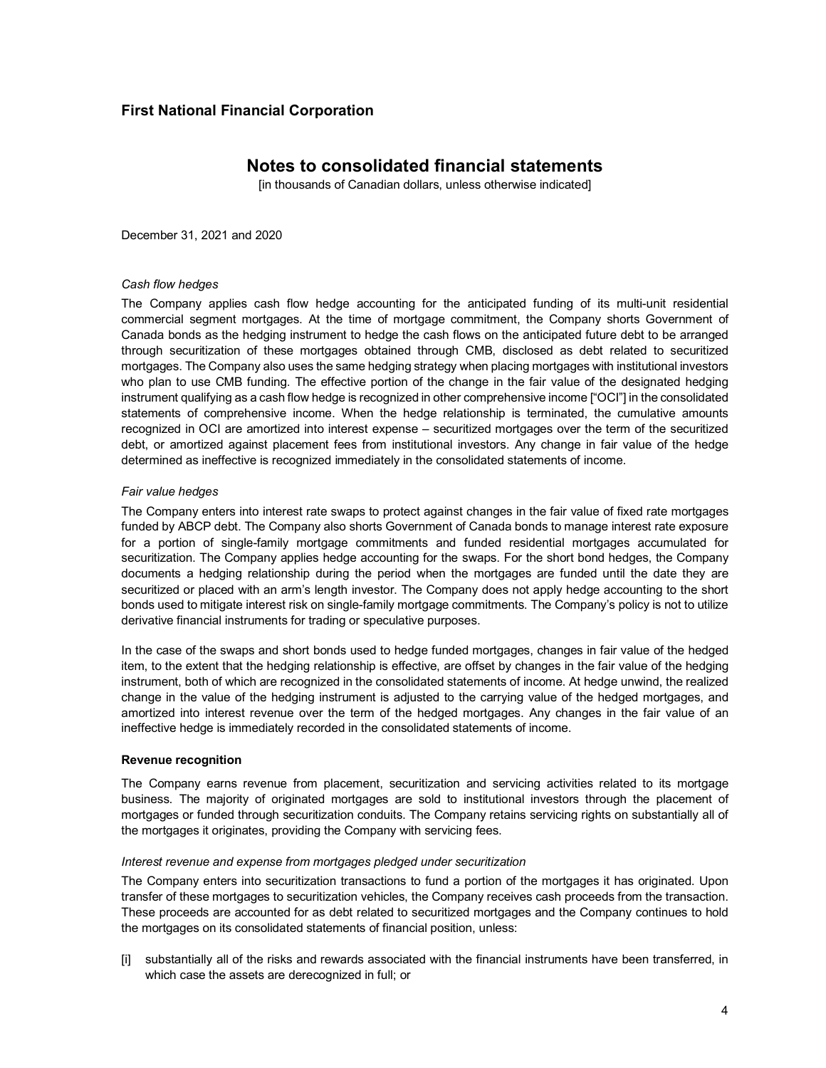*Cash flow hedges*

The Company applies cash flow hedge accounting for the anticipated funding of its multi-unit residential commercial segment mortgages. At the time of mortgage commitment, the Company shorts Government of Canada bonds as the hedging instrument to hedge the cash flows on the anticipated future debt to be arranged through securitization of these mortgages obtained through CMB, disclosed as debt related to securitized mortgages. The Company also uses the same hedging strategy when placing mortgages with institutional investors who plan to use CMB funding. The effective portion of the change in the fair value of the designated hedging instrument qualifying as a cash flow hedge is recognized in other comprehensive income ["OCI"] in the consolidated statements of comprehensive income. When the hedge relationship is terminated, the cumulative amounts recognized in OCI are amortized into interest expense – securitized mortgages over the term of the securitized debt, or amortized against placement fees from institutional investors. Any change in fair value of the hedge determined as ineffective is recognized immediately in the consolidated statements of income.

*Fair value hedges*

The Company enters into interest rate swaps to protect against changes in the fair value of fixed rate mortgages funded by ABCP debt. The Company also shorts Government of Canada bonds to manage interest rate exposure for a portion of single-family mortgage commitments and funded residential mortgages accumulated for securitization. The Company applies hedge accounting for the swaps. For the short bond hedges, the Company documents a hedging relationship during the period when the mortgages are funded until the date they are securitized or placed with an arm's length investor. The Company does not apply hedge accounting to the short bonds used to mitigate interest risk on single-family mortgage commitments. The Company's policy is not to utilize derivative financial instruments for trading or speculative purposes.

In the case of the swaps and short bonds used to hedge funded mortgages, changes in fair value of the hedged item, to the extent that the hedging relationship is effective, are offset by changes in the fair value of the hedging instrument, both of which are recognized in the consolidated statements of income. At hedge unwind, the realized change in the value of the hedging instrument is adjusted to the carrying value of the hedged mortgages, and amortized into interest revenue over the term of the hedged mortgages. Any changes in the fair value of an ineffective hedge is immediately recorded in the consolidated statements of income.

**Revenue recognition**

The Company earns revenue from placement, securitization and servicing activities related to its mortgage business. The majority of originated mortgages are sold to institutional investors through the placement of mortgages or funded through securitization conduits. The Company retains servicing rights on substantially all of the mortgages it originates, providing the Company with servicing fees.

*Interest revenue and expense from mortgages pledged under securitization*

The Company enters into securitization transactions to fund a portion of the mortgages it has originated. Upon transfer of these mortgages to securitization vehicles, the Company receives cash proceeds from the transaction. These proceeds are accounted for as debt related to securitized mortgages and the Company continues to hold the mortgages on its consolidated statements of financial position, unless:

[i] substantially all of the risks and rewards associated with the financial instruments have been transferred, in which case the assets are derecognized in full; or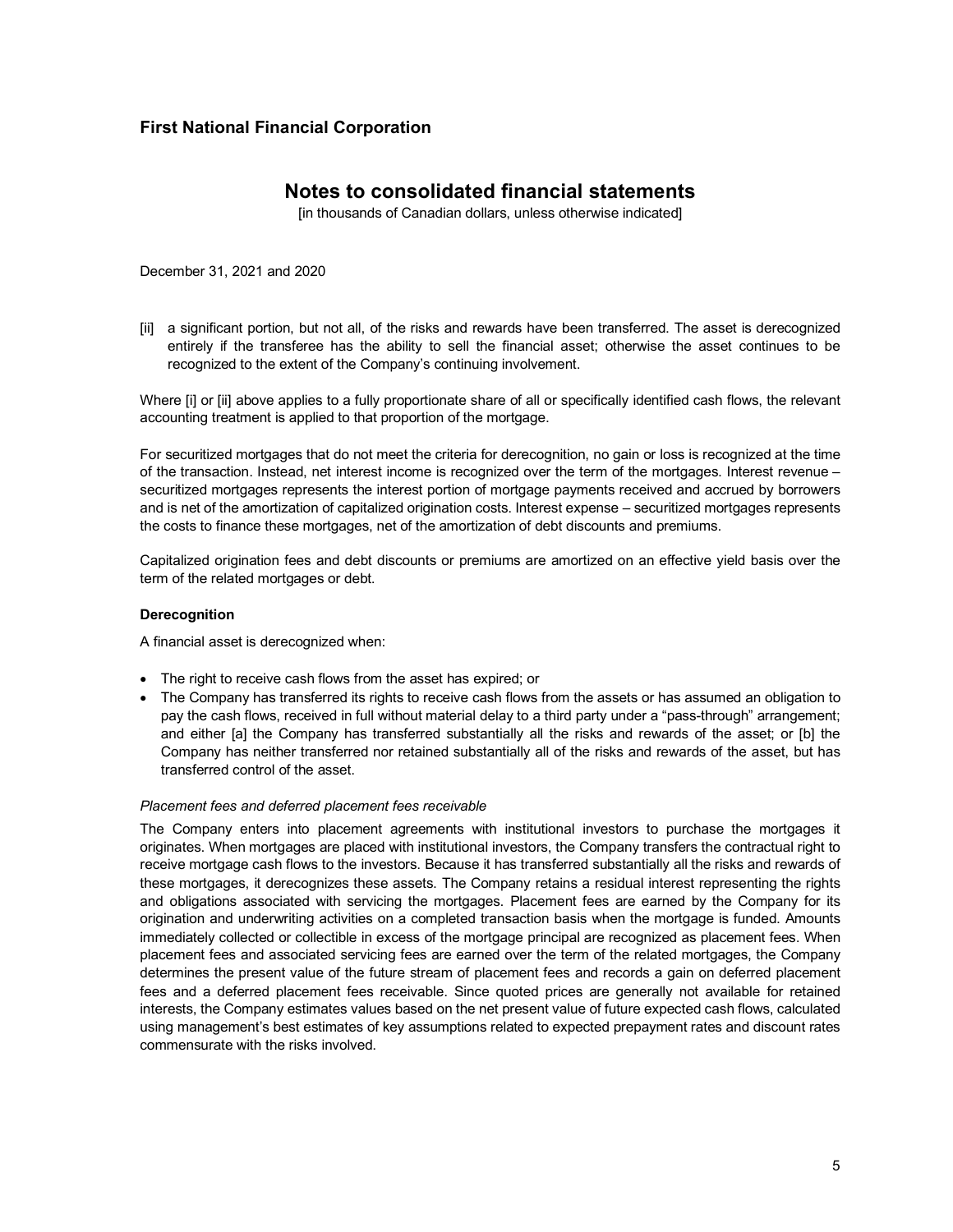[ii] a significant portion, but not all, of the risks and rewards have been transferred. The asset is derecognized entirely if the transferee has the ability to sell the financial asset; otherwise the asset continues to be recognized to the extent of the Company's continuing involvement.

Where [i] or [ii] above applies to a fully proportionate share of all or specifically identified cash flows, the relevant accounting treatment is applied to that proportion of the mortgage.

For securitized mortgages that do not meet the criteria for derecognition, no gain or loss is recognized at the time of the transaction. Instead, net interest income is recognized over the term of the mortgages. Interest revenue – securitized mortgages represents the interest portion of mortgage payments received and accrued by borrowers and is net of the amortization of capitalized origination costs. Interest expense – securitized mortgages represents the costs to finance these mortgages, net of the amortization of debt discounts and premiums.

Capitalized origination fees and debt discounts or premiums are amortized on an effective yield basis over the term of the related mortgages or debt.

**Derecognition**

A financial asset is derecognized when:

- The right to receive cash flows from the asset has expired; or
- The Company has transferred its rights to receive cash flows from the assets or has assumed an obligation to pay the cash flows, received in full without material delay to a third party under a "pass-through" arrangement; and either [a] the Company has transferred substantially all the risks and rewards of the asset; or [b] the Company has neither transferred nor retained substantially all of the risks and rewards of the asset, but has transferred control of the asset.

*Placement fees and deferred placement fees receivable*

The Company enters into placement agreements with institutional investors to purchase the mortgages it originates. When mortgages are placed with institutional investors, the Company transfers the contractual right to receive mortgage cash flows to the investors. Because it has transferred substantially all the risks and rewards of these mortgages, it derecognizes these assets. The Company retains a residual interest representing the rights and obligations associated with servicing the mortgages. Placement fees are earned by the Company for its origination and underwriting activities on a completed transaction basis when the mortgage is funded. Amounts immediately collected or collectible in excess of the mortgage principal are recognized as placement fees. When placement fees and associated servicing fees are earned over the term of the related mortgages, the Company determines the present value of the future stream of placement fees and records a gain on deferred placement fees and a deferred placement fees receivable. Since quoted prices are generally not available for retained interests, the Company estimates values based on the net present value of future expected cash flows, calculated using management's best estimates of key assumptions related to expected prepayment rates and discount rates commensurate with the risks involved.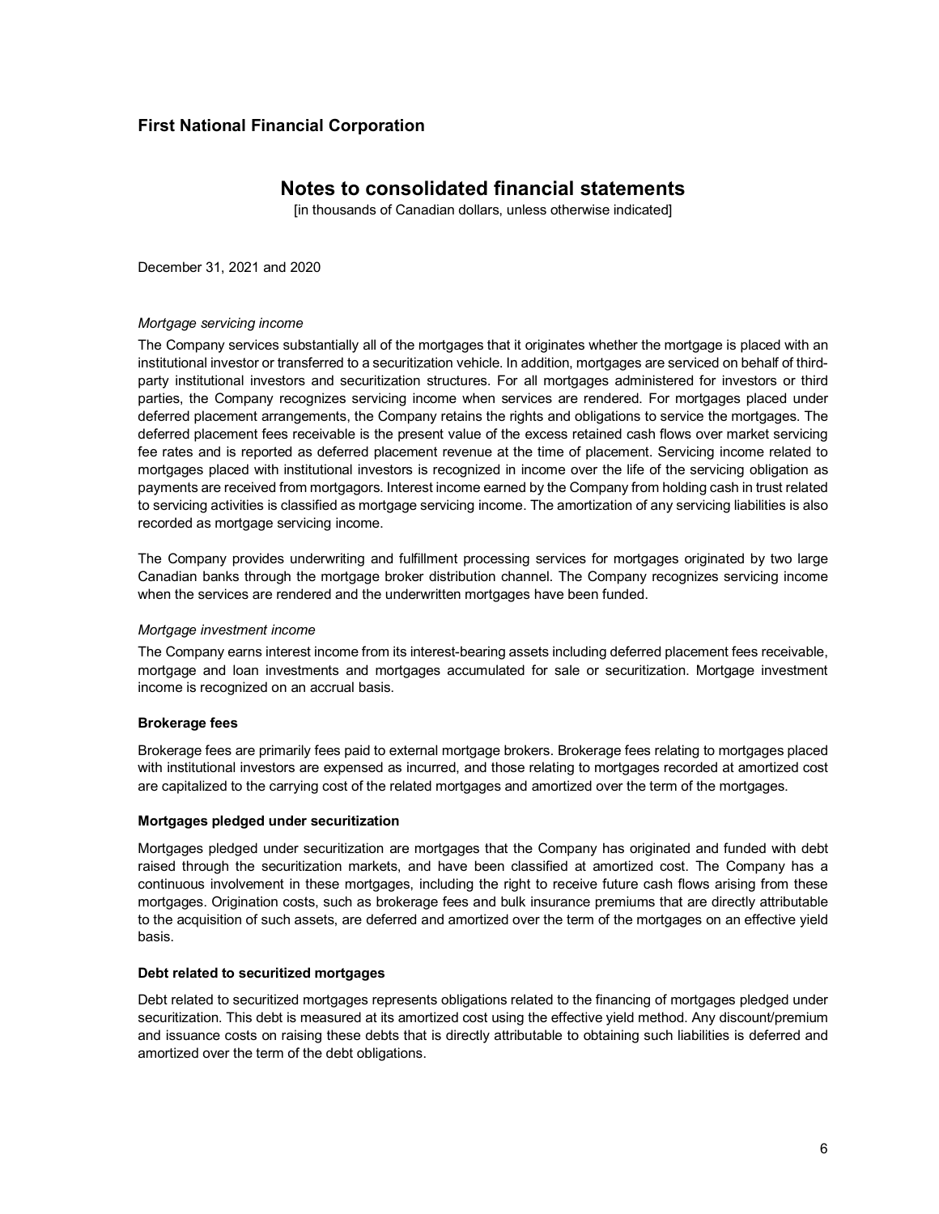*Mortgage servicing income*

The Company services substantially all of the mortgages that it originates whether the mortgage is placed with an institutional investor or transferred to a securitization vehicle. In addition, mortgages are serviced on behalf of third-party institutional investors and securitization structures. For all mortgages administered for investors or third parties, the Company recognizes servicing income when services are rendered. For mortgages placed under deferred placement arrangements, the Company retains the rights and obligations to service the mortgages. The deferred placement fees receivable is the present value of the excess retained cash flows over market servicing fee rates and is reported as deferred placement revenue at the time of placement. Servicing income related to mortgages placed with institutional investors is recognized in income over the life of the servicing obligation as payments are received from mortgagors. Interest income earned by the Company from holding cash in trust related to servicing activities is classified as mortgage servicing income. The amortization of any servicing liabilities is also recorded as mortgage servicing income.

The Company provides underwriting and fulfillment processing services for mortgages originated by two large Canadian banks through the mortgage broker distribution channel. The Company recognizes servicing income when the services are rendered and the underwritten mortgages have been funded.

*Mortgage investment income*

The Company earns interest income from its interest-bearing assets including deferred placement fees receivable, mortgage and loan investments and mortgages accumulated for sale or securitization. Mortgage investment income is recognized on an accrual basis.

**Brokerage fees**

Brokerage fees are primarily fees paid to external mortgage brokers. Brokerage fees relating to mortgages placed with institutional investors are expensed as incurred, and those relating to mortgages recorded at amortized cost are capitalized to the carrying cost of the related mortgages and amortized over the term of the mortgages.

**Mortgages pledged under securitization**

Mortgages pledged under securitization are mortgages that the Company has originated and funded with debt raised through the securitization markets, and have been classified at amortized cost. The Company has a continuous involvement in these mortgages, including the right to receive future cash flows arising from these mortgages. Origination costs, such as brokerage fees and bulk insurance premiums that are directly attributable to the acquisition of such assets, are deferred and amortized over the term of the mortgages on an effective yield basis.

**Debt related to securitized mortgages**

Debt related to securitized mortgages represents obligations related to the financing of mortgages pledged under securitization. This debt is measured at its amortized cost using the effective yield method. Any discount/premium and issuance costs on raising these debts that is directly attributable to obtaining such liabilities is deferred and amortized over the term of the debt obligations.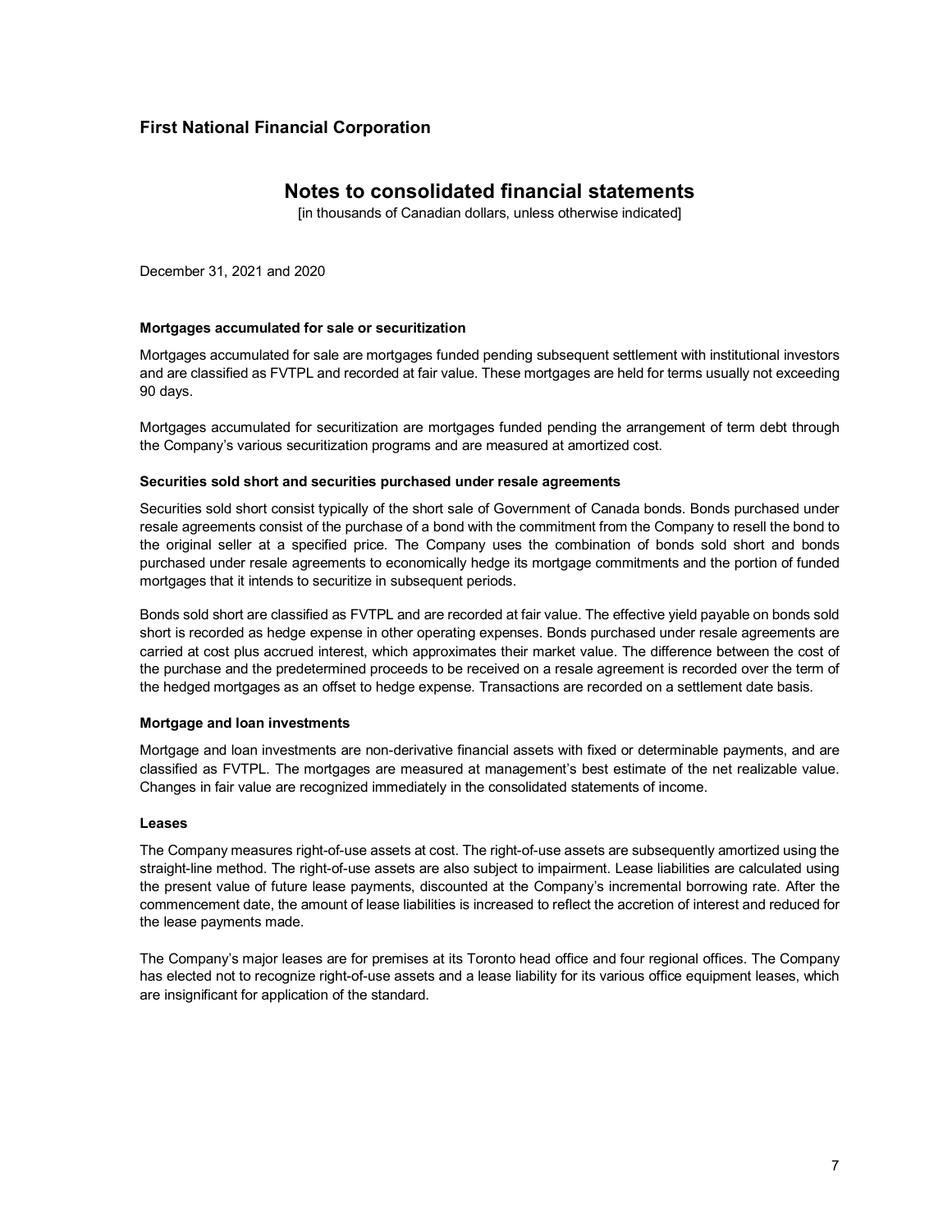# First National Financial Corporation

## Notes to consolidated financial statements

[in thousands of Canadian dollars, unless otherwise indicated]

December 31, 2021 and 2020

**Mortgages accumulated for sale or securitization**

Mortgages accumulated for sale are mortgages funded pending subsequent settlement with institutional investors and are classified as FVTPL and recorded at fair value. These mortgages are held for terms usually not exceeding 90 days.

Mortgages accumulated for securitization are mortgages funded pending the arrangement of term debt through the Company's various securitization programs and are measured at amortized cost.

**Securities sold short and securities purchased under resale agreements**

Securities sold short consist typically of the short sale of Government of Canada bonds. Bonds purchased under resale agreements consist of the purchase of a bond with the commitment from the Company to resell the bond to the original seller at a specified price. The Company uses the combination of bonds sold short and bonds purchased under resale agreements to economically hedge its mortgage commitments and the portion of funded mortgages that it intends to securitize in subsequent periods.

Bonds sold short are classified as FVTPL and are recorded at fair value. The effective yield payable on bonds sold short is recorded as hedge expense in other operating expenses. Bonds purchased under resale agreements are carried at cost plus accrued interest, which approximates their market value. The difference between the cost of the purchase and the predetermined proceeds to be received on a resale agreement is recorded over the term of the hedged mortgages as an offset to hedge expense. Transactions are recorded on a settlement date basis.

**Mortgage and loan investments**

Mortgage and loan investments are non-derivative financial assets with fixed or determinable payments, and are classified as FVTPL. The mortgages are measured at management's best estimate of the net realizable value. Changes in fair value are recognized immediately in the consolidated statements of income.

**Leases**

The Company measures right-of-use assets at cost. The right-of-use assets are subsequently amortized using the straight-line method. The right-of-use assets are also subject to impairment. Lease liabilities are calculated using the present value of future lease payments, discounted at the Company's incremental borrowing rate. After the commencement date, the amount of lease liabilities is increased to reflect the accretion of interest and reduced for the lease payments made.

The Company's major leases are for premises at its Toronto head office and four regional offices. The Company has elected not to recognize right-of-use assets and a lease liability for its various office equipment leases, which are insignificant for application of the standard.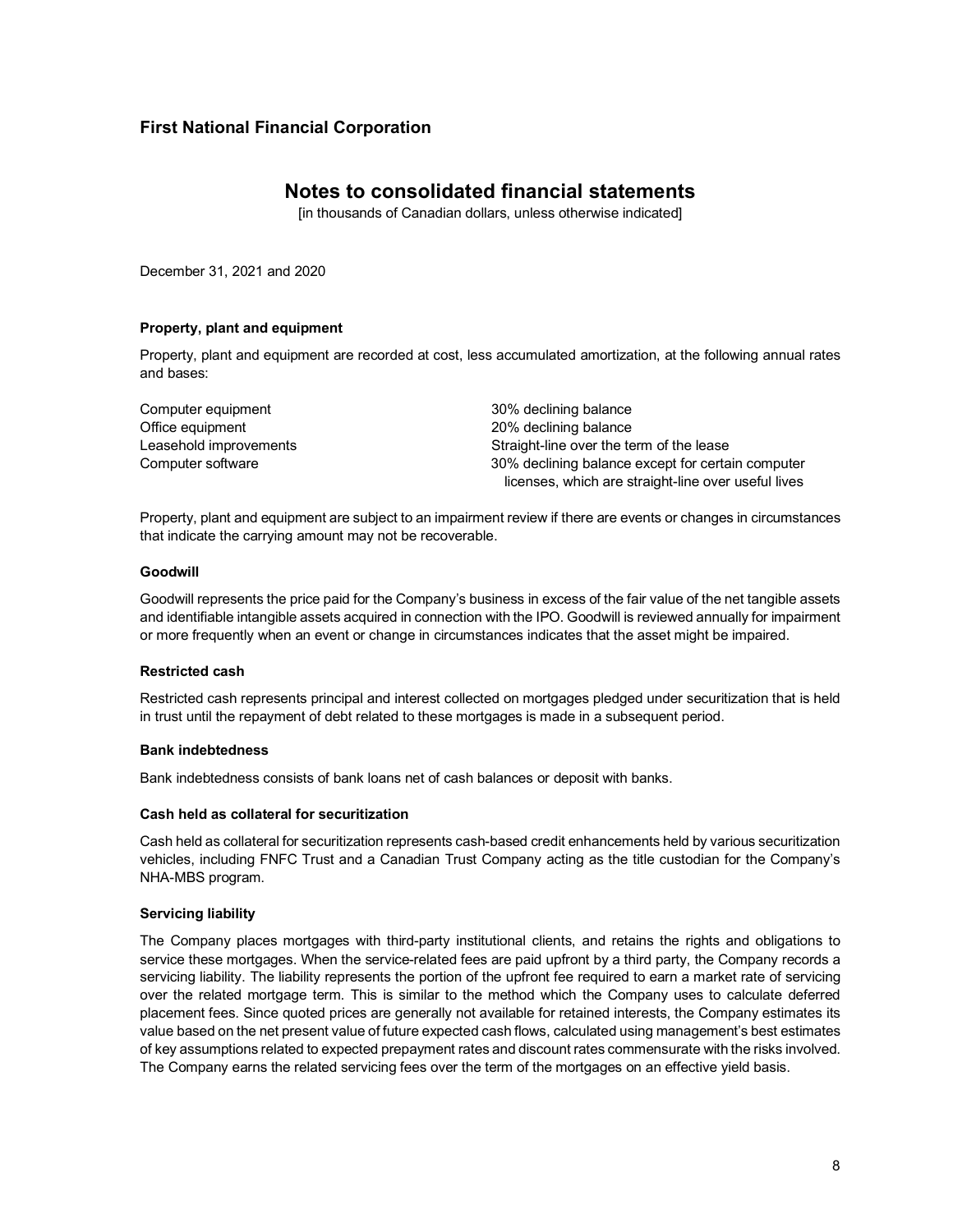**Property, plant and equipment**

Property, plant and equipment are recorded at cost, less accumulated amortization, at the following annual rates and bases:

| | |
|---|---|
| Computer equipment | 30% declining balance |
| Office equipment | 20% declining balance |
| Leasehold improvements | Straight-line over the term of the lease |
| Computer software | 30% declining balance except for certain computer licenses, which are straight-line over useful lives |

Property, plant and equipment are subject to an impairment review if there are events or changes in circumstances that indicate the carrying amount may not be recoverable.

**Goodwill**

Goodwill represents the price paid for the Company's business in excess of the fair value of the net tangible assets and identifiable intangible assets acquired in connection with the IPO. Goodwill is reviewed annually for impairment or more frequently when an event or change in circumstances indicates that the asset might be impaired.

**Restricted cash**

Restricted cash represents principal and interest collected on mortgages pledged under securitization that is held in trust until the repayment of debt related to these mortgages is made in a subsequent period.

**Bank indebtedness**

Bank indebtedness consists of bank loans net of cash balances or deposit with banks.

**Cash held as collateral for securitization**

Cash held as collateral for securitization represents cash-based credit enhancements held by various securitization vehicles, including FNFC Trust and a Canadian Trust Company acting as the title custodian for the Company's NHA-MBS program.

**Servicing liability**

The Company places mortgages with third-party institutional clients, and retains the rights and obligations to service these mortgages. When the service-related fees are paid upfront by a third party, the Company records a servicing liability. The liability represents the portion of the upfront fee required to earn a market rate of servicing over the related mortgage term. This is similar to the method which the Company uses to calculate deferred placement fees. Since quoted prices are generally not available for retained interests, the Company estimates its value based on the net present value of future expected cash flows, calculated using management's best estimates of key assumptions related to expected prepayment rates and discount rates commensurate with the risks involved. The Company earns the related servicing fees over the term of the mortgages on an effective yield basis.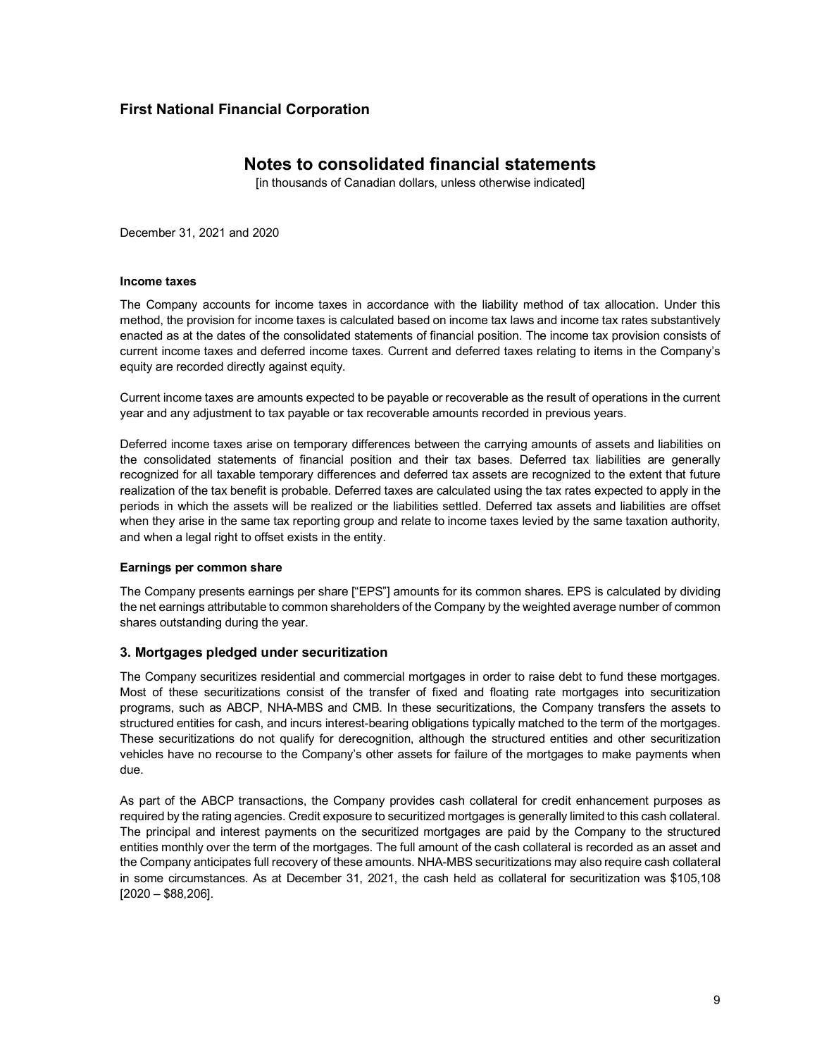# First National Financial Corporation

## Notes to consolidated financial statements

[in thousands of Canadian dollars, unless otherwise indicated]

December 31, 2021 and 2020

**Income taxes**

The Company accounts for income taxes in accordance with the liability method of tax allocation. Under this method, the provision for income taxes is calculated based on income tax laws and income tax rates substantively enacted as at the dates of the consolidated statements of financial position. The income tax provision consists of current income taxes and deferred income taxes. Current and deferred taxes relating to items in the Company's equity are recorded directly against equity.

Current income taxes are amounts expected to be payable or recoverable as the result of operations in the current year and any adjustment to tax payable or tax recoverable amounts recorded in previous years.

Deferred income taxes arise on temporary differences between the carrying amounts of assets and liabilities on the consolidated statements of financial position and their tax bases. Deferred tax liabilities are generally recognized for all taxable temporary differences and deferred tax assets are recognized to the extent that future realization of the tax benefit is probable. Deferred taxes are calculated using the tax rates expected to apply in the periods in which the assets will be realized or the liabilities settled. Deferred tax assets and liabilities are offset when they arise in the same tax reporting group and relate to income taxes levied by the same taxation authority, and when a legal right to offset exists in the entity.

**Earnings per common share**

The Company presents earnings per share ["EPS"] amounts for its common shares. EPS is calculated by dividing the net earnings attributable to common shareholders of the Company by the weighted average number of common shares outstanding during the year.

### 3. Mortgages pledged under securitization

The Company securitizes residential and commercial mortgages in order to raise debt to fund these mortgages. Most of these securitizations consist of the transfer of fixed and floating rate mortgages into securitization programs, such as ABCP, NHA-MBS and CMB. In these securitizations, the Company transfers the assets to structured entities for cash, and incurs interest-bearing obligations typically matched to the term of the mortgages. These securitizations do not qualify for derecognition, although the structured entities and other securitization vehicles have no recourse to the Company's other assets for failure of the mortgages to make payments when due.

As part of the ABCP transactions, the Company provides cash collateral for credit enhancement purposes as required by the rating agencies. Credit exposure to securitized mortgages is generally limited to this cash collateral. The principal and interest payments on the securitized mortgages are paid by the Company to the structured entities monthly over the term of the mortgages. The full amount of the cash collateral is recorded as an asset and the Company anticipates full recovery of these amounts. NHA-MBS securitizations may also require cash collateral in some circumstances. As at December 31, 2021, the cash held as collateral for securitization was $105,108 [2020 – $88,206].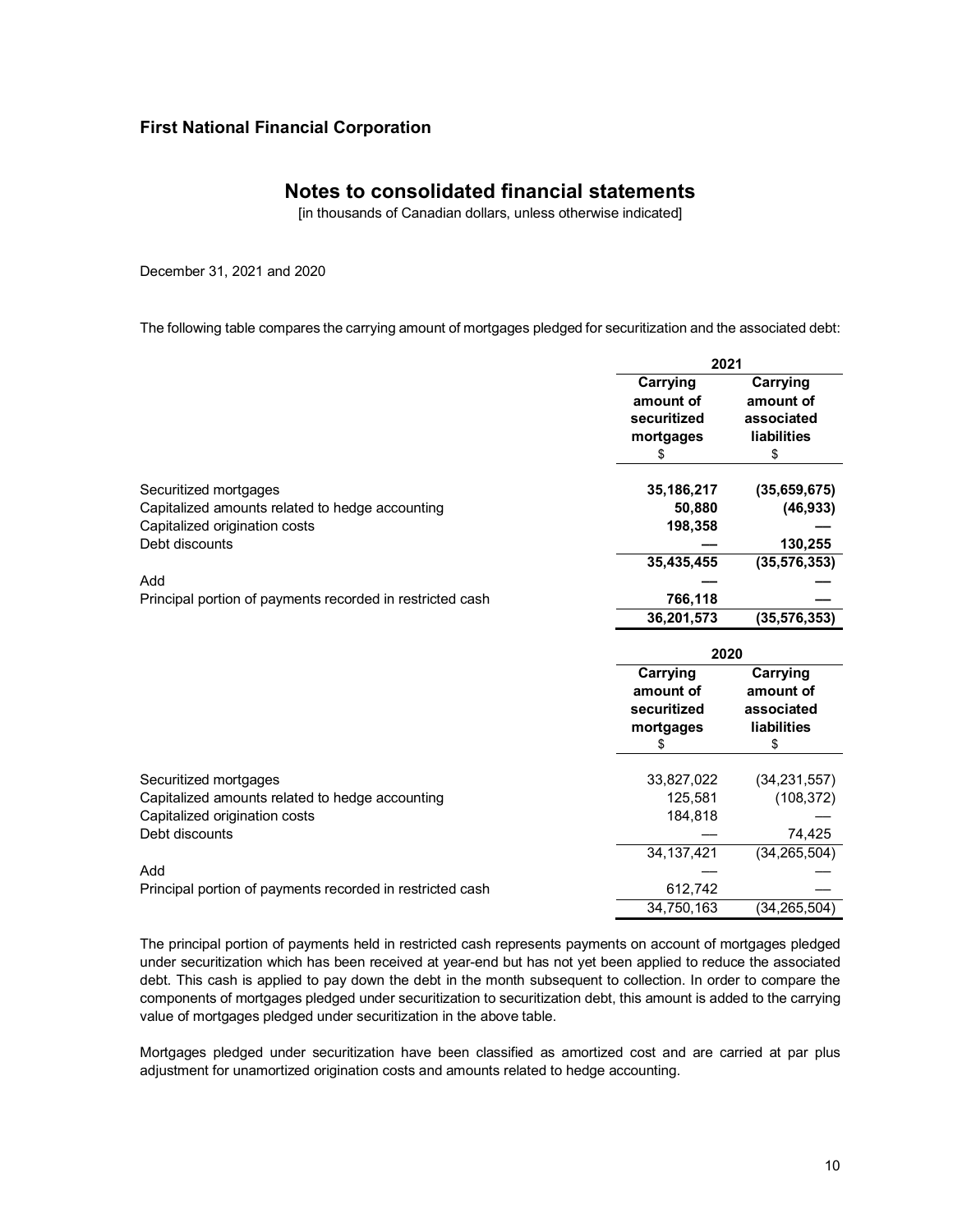## First National Financial Corporation

# Notes to consolidated financial statements

[in thousands of Canadian dollars, unless otherwise indicated]

December 31, 2021 and 2020

The following table compares the carrying amount of mortgages pledged for securitization and the associated debt:

| | 2021 | |
|---|---|---|
| | **Carrying amount of securitized mortgages** $ | **Carrying amount of associated liabilities** $ |
| Securitized mortgages | **35,186,217** | **(35,659,675)** |
| Capitalized amounts related to hedge accounting | **50,880** | **(46,933)** |
| Capitalized origination costs | **198,358** | **—** |
| Debt discounts | **—** | **130,255** |
| | **35,435,455** | **(35,576,353)** |
| Add | **—** | **—** |
| Principal portion of payments recorded in restricted cash | **766,118** | **—** |
| | **36,201,573** | **(35,576,353)** |

| | 2020 | |
|---|---|---|
| | **Carrying amount of securitized mortgages** $ | **Carrying amount of associated liabilities** $ |
| Securitized mortgages | 33,827,022 | (34,231,557) |
| Capitalized amounts related to hedge accounting | 125,581 | (108,372) |
| Capitalized origination costs | 184,818 | — |
| Debt discounts | — | 74,425 |
| | 34,137,421 | (34,265,504) |
| Add | — | — |
| Principal portion of payments recorded in restricted cash | 612,742 | — |
| | 34,750,163 | (34,265,504) |

The principal portion of payments held in restricted cash represents payments on account of mortgages pledged under securitization which has been received at year-end but has not yet been applied to reduce the associated debt. This cash is applied to pay down the debt in the month subsequent to collection. In order to compare the components of mortgages pledged under securitization to securitization debt, this amount is added to the carrying value of mortgages pledged under securitization in the above table.

Mortgages pledged under securitization have been classified as amortized cost and are carried at par plus adjustment for unamortized origination costs and amounts related to hedge accounting.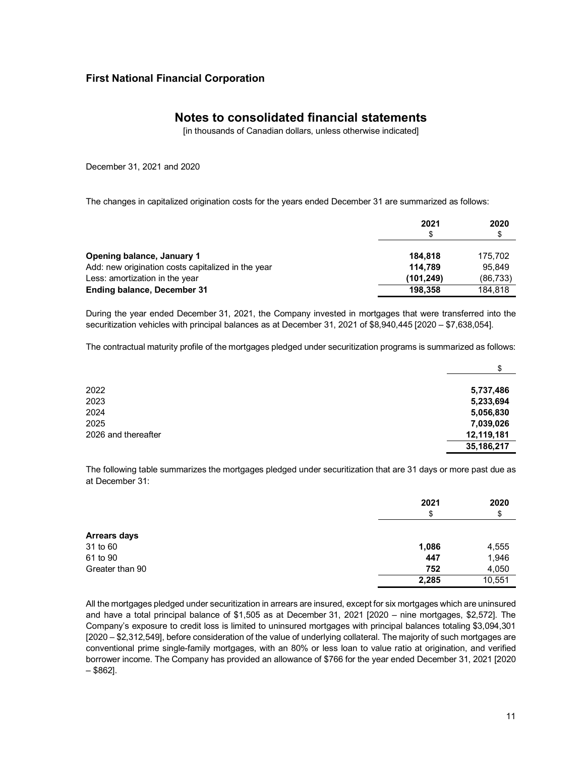December 31, 2021 and 2020

The changes in capitalized origination costs for the years ended December 31 are summarized as follows:

| | 2021 | 2020 |
|---|---|---|
| | $ | $ |
| **Opening balance, January 1** | **184,818** | 175,702 |
| Add: new origination costs capitalized in the year | **114,789** | 95,849 |
| Less: amortization in the year | **(101,249)** | (86,733) |
| **Ending balance, December 31** | **198,358** | 184,818 |

During the year ended December 31, 2021, the Company invested in mortgages that were transferred into the securitization vehicles with principal balances as at December 31, 2021 of $8,940,445 [2020 – $7,638,054].

The contractual maturity profile of the mortgages pledged under securitization programs is summarized as follows:

| | $ |
|---|---|
| 2022 | **5,737,486** |
| 2023 | **5,233,694** |
| 2024 | **5,056,830** |
| 2025 | **7,039,026** |
| 2026 and thereafter | **12,119,181** |
| | **35,186,217** |

The following table summarizes the mortgages pledged under securitization that are 31 days or more past due as at December 31:

| | 2021 | 2020 |
|---|---|---|
| | $ | $ |
| **Arrears days** | | |
| 31 to 60 | **1,086** | 4,555 |
| 61 to 90 | **447** | 1,946 |
| Greater than 90 | **752** | 4,050 |
| | **2,285** | 10,551 |

All the mortgages pledged under securitization in arrears are insured, except for six mortgages which are uninsured and have a total principal balance of $1,505 as at December 31, 2021 [2020 – nine mortgages, $2,572]. The Company's exposure to credit loss is limited to uninsured mortgages with principal balances totaling $3,094,301 [2020 – $2,312,549], before consideration of the value of underlying collateral. The majority of such mortgages are conventional prime single-family mortgages, with an 80% or less loan to value ratio at origination, and verified borrower income. The Company has provided an allowance of $766 for the year ended December 31, 2021 [2020 – $862].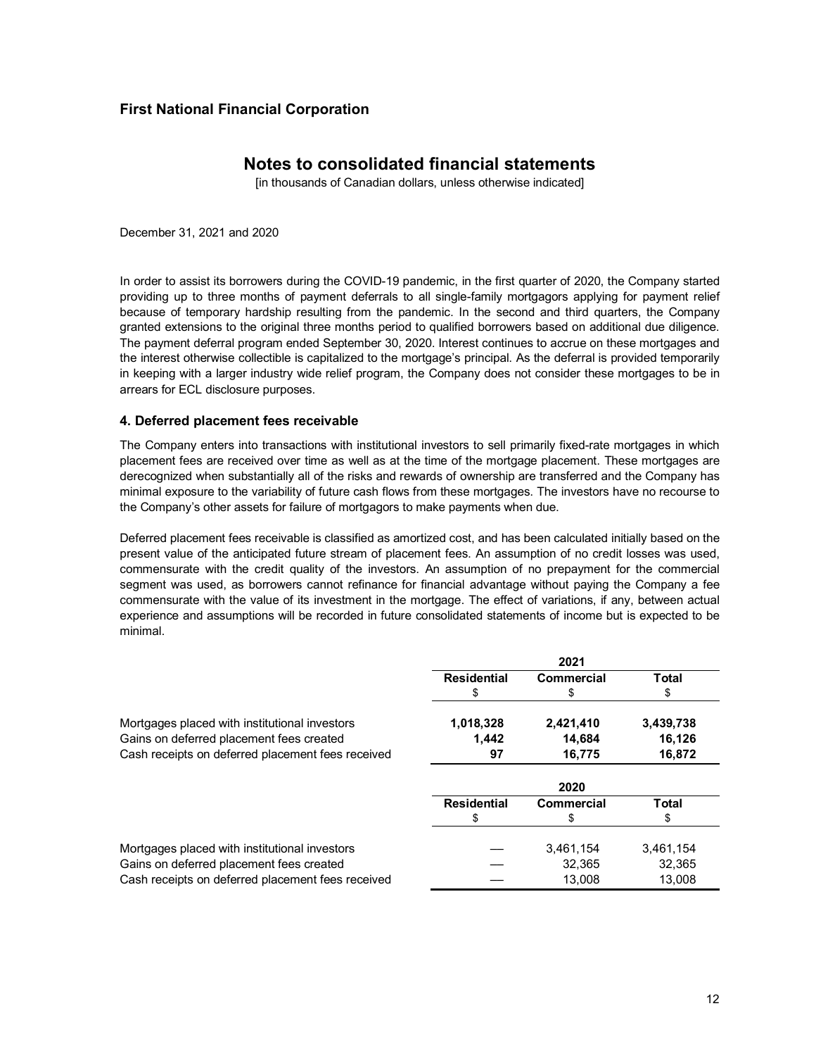In order to assist its borrowers during the COVID-19 pandemic, in the first quarter of 2020, the Company started providing up to three months of payment deferrals to all single-family mortgagors applying for payment relief because of temporary hardship resulting from the pandemic. In the second and third quarters, the Company granted extensions to the original three months period to qualified borrowers based on additional due diligence. The payment deferral program ended September 30, 2020. Interest continues to accrue on these mortgages and the interest otherwise collectible is capitalized to the mortgage's principal. As the deferral is provided temporarily in keeping with a larger industry wide relief program, the Company does not consider these mortgages to be in arrears for ECL disclosure purposes.

### 4. Deferred placement fees receivable

The Company enters into transactions with institutional investors to sell primarily fixed-rate mortgages in which placement fees are received over time as well as at the time of the mortgage placement. These mortgages are derecognized when substantially all of the risks and rewards of ownership are transferred and the Company has minimal exposure to the variability of future cash flows from these mortgages. The investors have no recourse to the Company's other assets for failure of mortgagors to make payments when due.

Deferred placement fees receivable is classified as amortized cost, and has been calculated initially based on the present value of the anticipated future stream of placement fees. An assumption of no credit losses was used, commensurate with the credit quality of the investors. An assumption of no prepayment for the commercial segment was used, as borrowers cannot refinance for financial advantage without paying the Company a fee commensurate with the value of its investment in the mortgage. The effect of variations, if any, between actual experience and assumptions will be recorded in future consolidated statements of income but is expected to be minimal.

| | 2021 | | |
|---|---|---|---|
| | **Residential** | **Commercial** | **Total** |
| | $ | $ | $ |
| Mortgages placed with institutional investors | **1,018,328** | **2,421,410** | **3,439,738** |
| Gains on deferred placement fees created | **1,442** | **14,684** | **16,126** |
| Cash receipts on deferred placement fees received | **97** | **16,775** | **16,872** |

| | 2020 | | |
|---|---|---|---|
| | **Residential** | **Commercial** | **Total** |
| | $ | $ | $ |
| Mortgages placed with institutional investors | — | 3,461,154 | 3,461,154 |
| Gains on deferred placement fees created | — | 32,365 | 32,365 |
| Cash receipts on deferred placement fees received | — | 13,008 | 13,008 |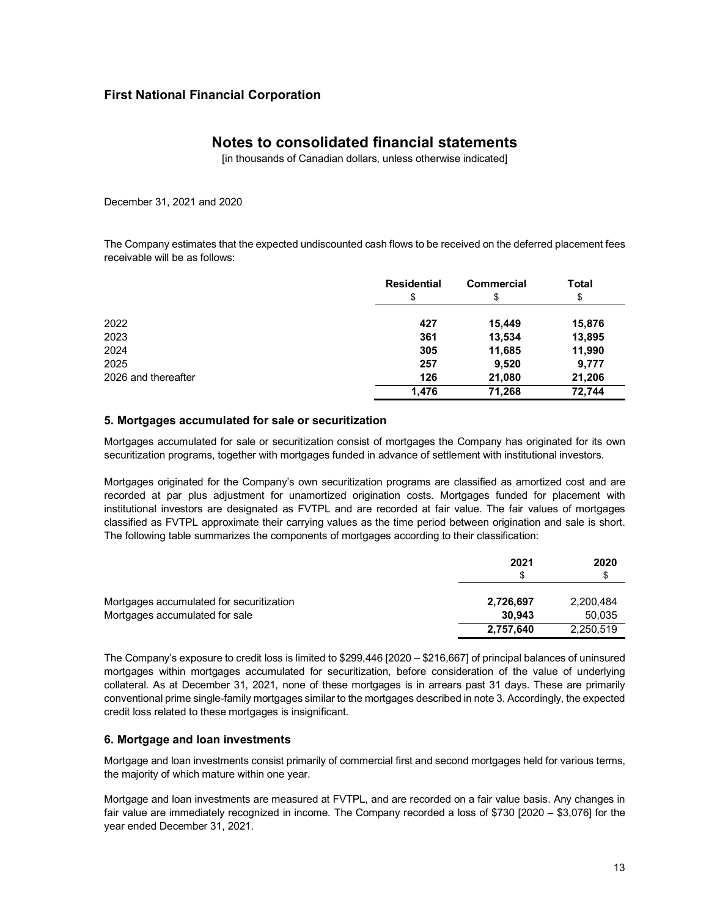**First National Financial Corporation**

# Notes to consolidated financial statements

[in thousands of Canadian dollars, unless otherwise indicated]

December 31, 2021 and 2020

The Company estimates that the expected undiscounted cash flows to be received on the deferred placement fees receivable will be as follows:

| | Residential<br>$ | Commercial<br>$ | Total<br>$ |
|---|---|---|---|
| 2022 | **427** | **15,449** | **15,876** |
| 2023 | **361** | **13,534** | **13,895** |
| 2024 | **305** | **11,685** | **11,990** |
| 2025 | **257** | **9,520** | **9,777** |
| 2026 and thereafter | **126** | **21,080** | **21,206** |
| | **1,476** | **71,268** | **72,744** |

## 5. Mortgages accumulated for sale or securitization

Mortgages accumulated for sale or securitization consist of mortgages the Company has originated for its own securitization programs, together with mortgages funded in advance of settlement with institutional investors.

Mortgages originated for the Company's own securitization programs are classified as amortized cost and are recorded at par plus adjustment for unamortized origination costs. Mortgages funded for placement with institutional investors are designated as FVTPL and are recorded at fair value. The fair values of mortgages classified as FVTPL approximate their carrying values as the time period between origination and sale is short. The following table summarizes the components of mortgages according to their classification:

| | 2021<br>$ | 2020<br>$ |
|---|---|---|
| Mortgages accumulated for securitization | **2,726,697** | 2,200,484 |
| Mortgages accumulated for sale | **30,943** | 50,035 |
| | **2,757,640** | 2,250,519 |

The Company's exposure to credit loss is limited to $299,446 [2020 – $216,667] of principal balances of uninsured mortgages within mortgages accumulated for securitization, before consideration of the value of underlying collateral. As at December 31, 2021, none of these mortgages is in arrears past 31 days. These are primarily conventional prime single-family mortgages similar to the mortgages described in note 3. Accordingly, the expected credit loss related to these mortgages is insignificant.

## 6. Mortgage and loan investments

Mortgage and loan investments consist primarily of commercial first and second mortgages held for various terms, the majority of which mature within one year.

Mortgage and loan investments are measured at FVTPL, and are recorded on a fair value basis. Any changes in fair value are immediately recognized in income. The Company recorded a loss of $730 [2020 – $3,076] for the year ended December 31, 2021.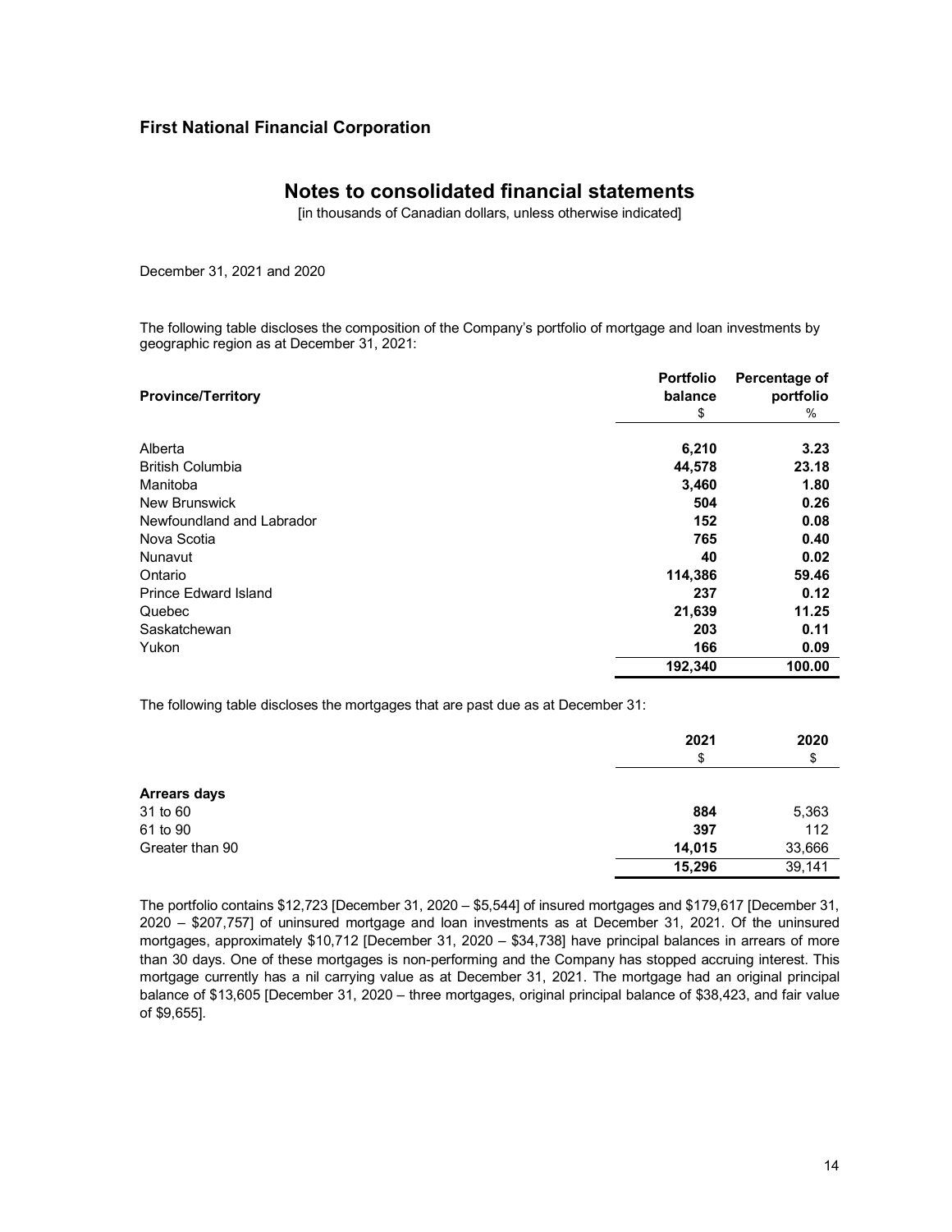## First National Financial Corporation

# Notes to consolidated financial statements

[in thousands of Canadian dollars, unless otherwise indicated]

December 31, 2021 and 2020

The following table discloses the composition of the Company's portfolio of mortgage and loan investments by geographic region as at December 31, 2021:

| Province/Territory | Portfolio balance<br>$ | Percentage of portfolio<br>% |
|---|---|---|
| Alberta | **6,210** | **3.23** |
| British Columbia | **44,578** | **23.18** |
| Manitoba | **3,460** | **1.80** |
| New Brunswick | **504** | **0.26** |
| Newfoundland and Labrador | **152** | **0.08** |
| Nova Scotia | **765** | **0.40** |
| Nunavut | **40** | **0.02** |
| Ontario | **114,386** | **59.46** |
| Prince Edward Island | **237** | **0.12** |
| Quebec | **21,639** | **11.25** |
| Saskatchewan | **203** | **0.11** |
| Yukon | **166** | **0.09** |
| | **192,340** | **100.00** |

The following table discloses the mortgages that are past due as at December 31:

| | 2021<br>$ | 2020<br>$ |
|---|---|---|
| **Arrears days** | | |
| 31 to 60 | **884** | 5,363 |
| 61 to 90 | **397** | 112 |
| Greater than 90 | **14,015** | 33,666 |
| | **15,296** | 39,141 |

The portfolio contains $12,723 [December 31, 2020 – $5,544] of insured mortgages and $179,617 [December 31, 2020 – $207,757] of uninsured mortgage and loan investments as at December 31, 2021. Of the uninsured mortgages, approximately $10,712 [December 31, 2020 – $34,738] have principal balances in arrears of more than 30 days. One of these mortgages is non-performing and the Company has stopped accruing interest. This mortgage currently has a nil carrying value as at December 31, 2021. The mortgage had an original principal balance of $13,605 [December 31, 2020 – three mortgages, original principal balance of $38,423, and fair value of $9,655].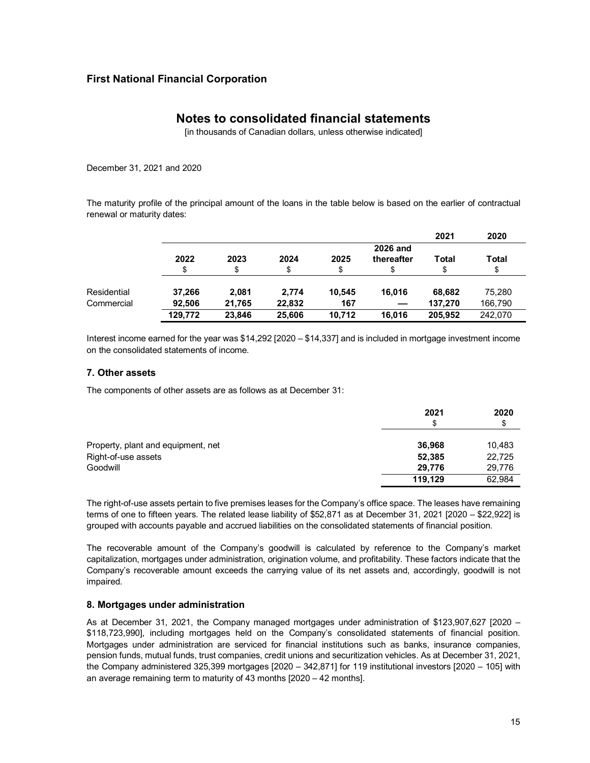# First National Financial Corporation

## Notes to consolidated financial statements

[in thousands of Canadian dollars, unless otherwise indicated]

December 31, 2021 and 2020

The maturity profile of the principal amount of the loans in the table below is based on the earlier of contractual renewal or maturity dates:

| | | | | | | 2021 | 2020 |
|---|---|---|---|---|---|---|---|
| | **2022** | **2023** | **2024** | **2025** | **2026 and thereafter** | **Total** | **Total** |
| | $ | $ | $ | $ | $ | $ | $ |
| Residential | **37,266** | **2,081** | **2,774** | **10,545** | **16,016** | **68,682** | 75,280 |
| Commercial | **92,506** | **21,765** | **22,832** | **167** | **—** | **137,270** | 166,790 |
| | **129,772** | **23,846** | **25,606** | **10,712** | **16,016** | **205,952** | 242,070 |

Interest income earned for the year was $14,292 [2020 – $14,337] and is included in mortgage investment income on the consolidated statements of income.

### 7. Other assets

The components of other assets are as follows as at December 31:

| | 2021 | 2020 |
|---|---|---|
| | $ | $ |
| Property, plant and equipment, net | **36,968** | 10,483 |
| Right-of-use assets | **52,385** | 22,725 |
| Goodwill | **29,776** | 29,776 |
| | **119,129** | 62,984 |

The right-of-use assets pertain to five premises leases for the Company's office space. The leases have remaining terms of one to fifteen years. The related lease liability of $52,871 as at December 31, 2021 [2020 – $22,922] is grouped with accounts payable and accrued liabilities on the consolidated statements of financial position.

The recoverable amount of the Company's goodwill is calculated by reference to the Company's market capitalization, mortgages under administration, origination volume, and profitability. These factors indicate that the Company's recoverable amount exceeds the carrying value of its net assets and, accordingly, goodwill is not impaired.

### 8. Mortgages under administration

As at December 31, 2021, the Company managed mortgages under administration of $123,907,627 [2020 – $118,723,990], including mortgages held on the Company's consolidated statements of financial position. Mortgages under administration are serviced for financial institutions such as banks, insurance companies, pension funds, mutual funds, trust companies, credit unions and securitization vehicles. As at December 31, 2021, the Company administered 325,399 mortgages [2020 – 342,871] for 119 institutional investors [2020 – 105] with an average remaining term to maturity of 43 months [2020 – 42 months].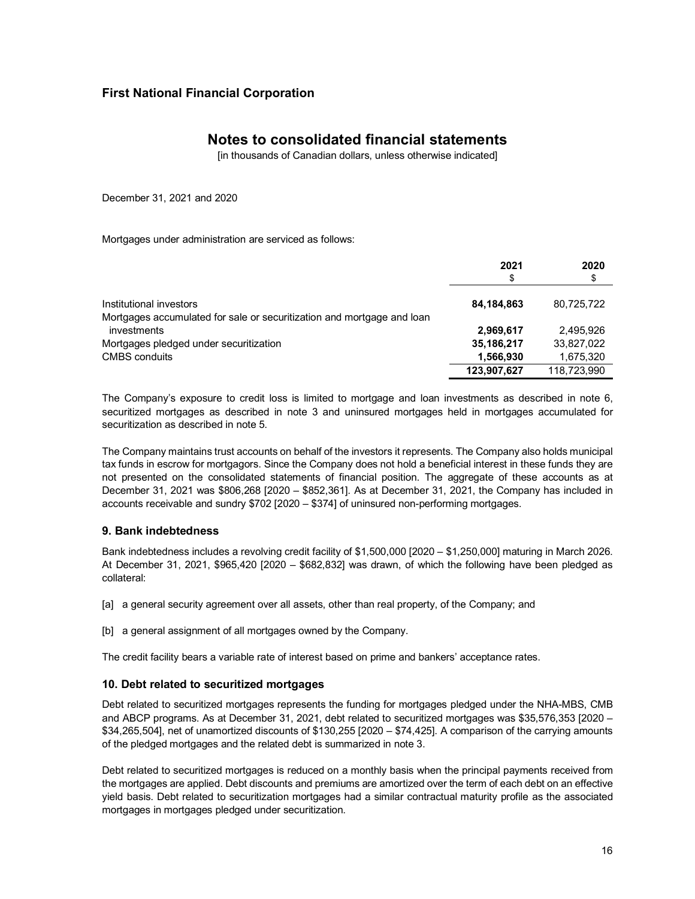Mortgages under administration are serviced as follows:

| | 2021 | 2020 |
|---|---|---|
| | $ | $ |
| Institutional investors | **84,184,863** | 80,725,722 |
| Mortgages accumulated for sale or securitization and mortgage and loan investments | **2,969,617** | 2,495,926 |
| Mortgages pledged under securitization | **35,186,217** | 33,827,022 |
| CMBS conduits | **1,566,930** | 1,675,320 |
| | **123,907,627** | 118,723,990 |

The Company's exposure to credit loss is limited to mortgage and loan investments as described in note 6, securitized mortgages as described in note 3 and uninsured mortgages held in mortgages accumulated for securitization as described in note 5.

The Company maintains trust accounts on behalf of the investors it represents. The Company also holds municipal tax funds in escrow for mortgagors. Since the Company does not hold a beneficial interest in these funds they are not presented on the consolidated statements of financial position. The aggregate of these accounts as at December 31, 2021 was $806,268 [2020 – $852,361]. As at December 31, 2021, the Company has included in accounts receivable and sundry $702 [2020 – $374] of uninsured non-performing mortgages.

## 9. Bank indebtedness

Bank indebtedness includes a revolving credit facility of $1,500,000 [2020 – $1,250,000] maturing in March 2026. At December 31, 2021, $965,420 [2020 – $682,832] was drawn, of which the following have been pledged as collateral:

[a] a general security agreement over all assets, other than real property, of the Company; and

[b] a general assignment of all mortgages owned by the Company.

The credit facility bears a variable rate of interest based on prime and bankers' acceptance rates.

## 10. Debt related to securitized mortgages

Debt related to securitized mortgages represents the funding for mortgages pledged under the NHA-MBS, CMB and ABCP programs. As at December 31, 2021, debt related to securitized mortgages was $35,576,353 [2020 – $34,265,504], net of unamortized discounts of $130,255 [2020 – $74,425]. A comparison of the carrying amounts of the pledged mortgages and the related debt is summarized in note 3.

Debt related to securitized mortgages is reduced on a monthly basis when the principal payments received from the mortgages are applied. Debt discounts and premiums are amortized over the term of each debt on an effective yield basis. Debt related to securitization mortgages had a similar contractual maturity profile as the associated mortgages in mortgages pledged under securitization.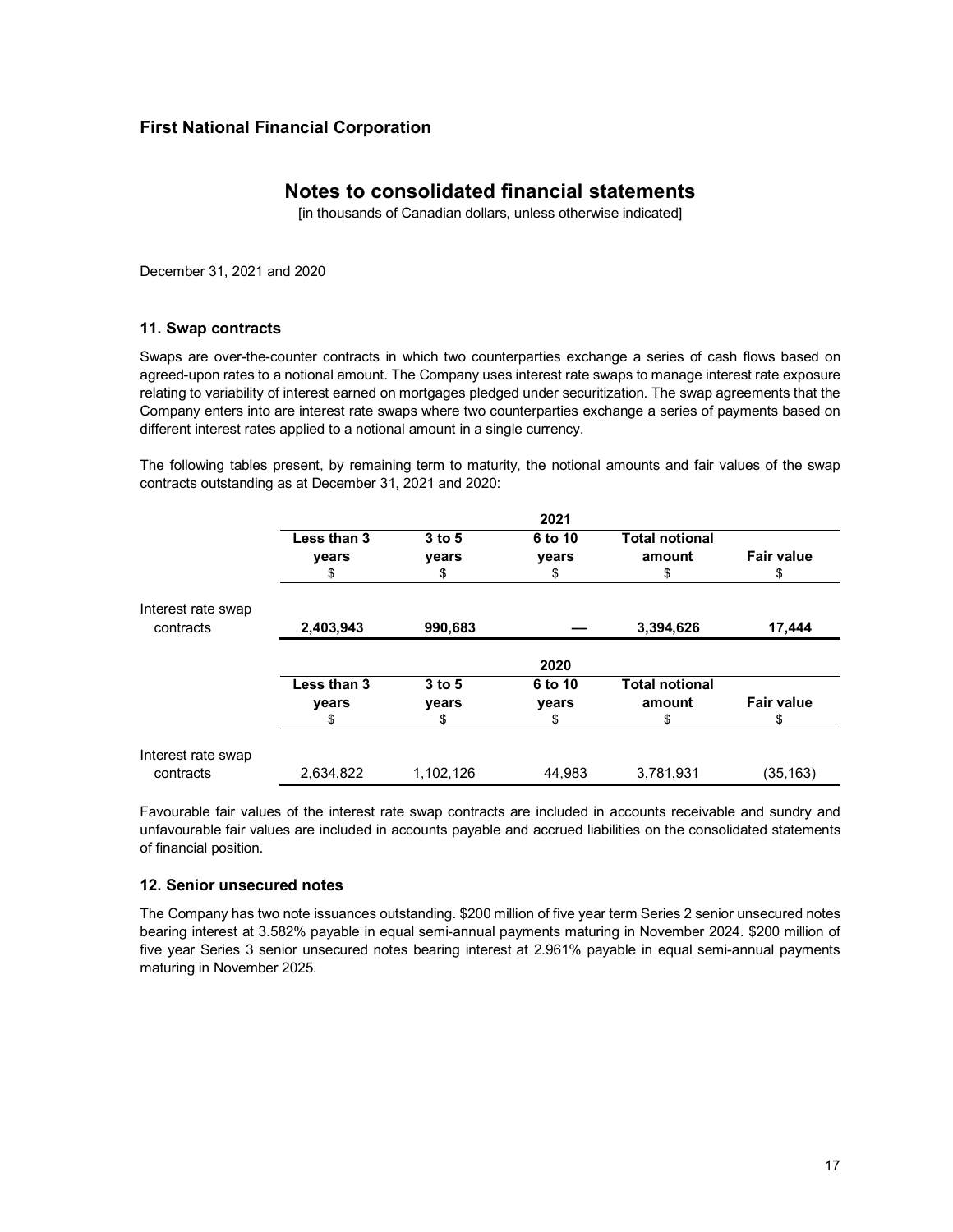## First National Financial Corporation

# Notes to consolidated financial statements

[in thousands of Canadian dollars, unless otherwise indicated]

December 31, 2021 and 2020

### 11. Swap contracts

Swaps are over-the-counter contracts in which two counterparties exchange a series of cash flows based on agreed-upon rates to a notional amount. The Company uses interest rate swaps to manage interest rate exposure relating to variability of interest earned on mortgages pledged under securitization. The swap agreements that the Company enters into are interest rate swaps where two counterparties exchange a series of payments based on different interest rates applied to a notional amount in a single currency.

The following tables present, by remaining term to maturity, the notional amounts and fair values of the swap contracts outstanding as at December 31, 2021 and 2020:

| | 2021 | | | | |
|---|---|---|---|---|---|
| | **Less than 3 years** $ | **3 to 5 years** $ | **6 to 10 years** $ | **Total notional amount** $ | **Fair value** $ |
| Interest rate swap contracts | **2,403,943** | **990,683** | **—** | **3,394,626** | **17,444** |

| | 2020 | | | | |
|---|---|---|---|---|---|
| | **Less than 3 years** $ | **3 to 5 years** $ | **6 to 10 years** $ | **Total notional amount** $ | **Fair value** $ |
| Interest rate swap contracts | 2,634,822 | 1,102,126 | 44,983 | 3,781,931 | (35,163) |

Favourable fair values of the interest rate swap contracts are included in accounts receivable and sundry and unfavourable fair values are included in accounts payable and accrued liabilities on the consolidated statements of financial position.

### 12. Senior unsecured notes

The Company has two note issuances outstanding. $200 million of five year term Series 2 senior unsecured notes bearing interest at 3.582% payable in equal semi-annual payments maturing in November 2024. $200 million of five year Series 3 senior unsecured notes bearing interest at 2.961% payable in equal semi-annual payments maturing in November 2025.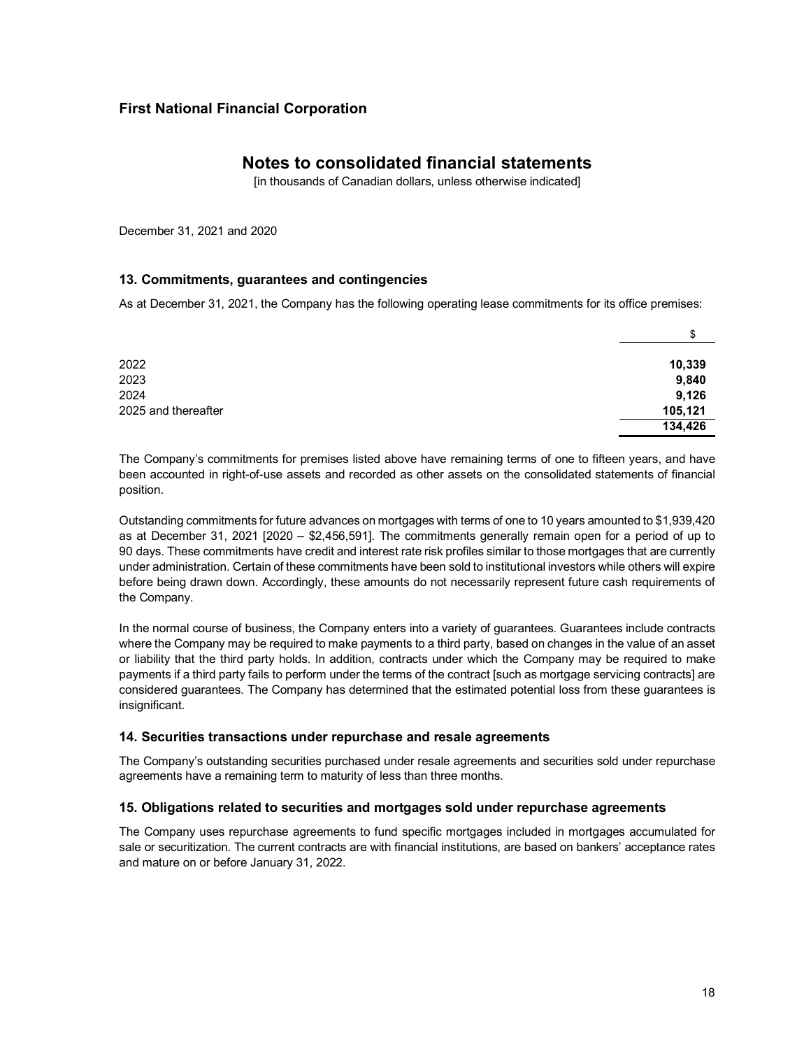# First National Financial Corporation

## Notes to consolidated financial statements

[in thousands of Canadian dollars, unless otherwise indicated]

December 31, 2021 and 2020

### 13. Commitments, guarantees and contingencies

As at December 31, 2021, the Company has the following operating lease commitments for its office premises:

| | $ |
|---|---|
| 2022 | **10,339** |
| 2023 | **9,840** |
| 2024 | **9,126** |
| 2025 and thereafter | **105,121** |
| | **134,426** |

The Company's commitments for premises listed above have remaining terms of one to fifteen years, and have been accounted in right-of-use assets and recorded as other assets on the consolidated statements of financial position.

Outstanding commitments for future advances on mortgages with terms of one to 10 years amounted to $1,939,420 as at December 31, 2021 [2020 – $2,456,591]. The commitments generally remain open for a period of up to 90 days. These commitments have credit and interest rate risk profiles similar to those mortgages that are currently under administration. Certain of these commitments have been sold to institutional investors while others will expire before being drawn down. Accordingly, these amounts do not necessarily represent future cash requirements of the Company.

In the normal course of business, the Company enters into a variety of guarantees. Guarantees include contracts where the Company may be required to make payments to a third party, based on changes in the value of an asset or liability that the third party holds. In addition, contracts under which the Company may be required to make payments if a third party fails to perform under the terms of the contract [such as mortgage servicing contracts] are considered guarantees. The Company has determined that the estimated potential loss from these guarantees is insignificant.

### 14. Securities transactions under repurchase and resale agreements

The Company's outstanding securities purchased under resale agreements and securities sold under repurchase agreements have a remaining term to maturity of less than three months.

### 15. Obligations related to securities and mortgages sold under repurchase agreements

The Company uses repurchase agreements to fund specific mortgages included in mortgages accumulated for sale or securitization. The current contracts are with financial institutions, are based on bankers' acceptance rates and mature on or before January 31, 2022.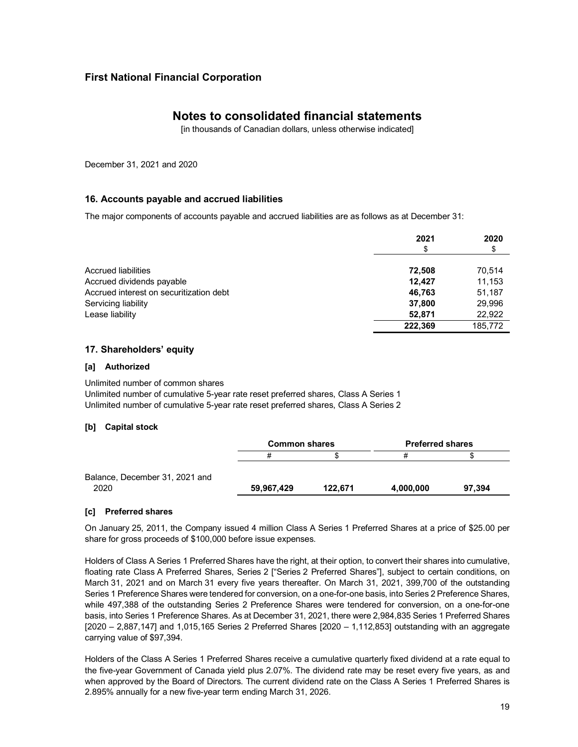## Notes to consolidated financial statements

[in thousands of Canadian dollars, unless otherwise indicated]

December 31, 2021 and 2020

### 16. Accounts payable and accrued liabilities

The major components of accounts payable and accrued liabilities are as follows as at December 31:

| | 2021 | 2020 |
|---|---|---|
| | $ | $ |
| Accrued liabilities | **72,508** | 70,514 |
| Accrued dividends payable | **12,427** | 11,153 |
| Accrued interest on securitization debt | **46,763** | 51,187 |
| Servicing liability | **37,800** | 29,996 |
| Lease liability | **52,871** | 22,922 |
| | **222,369** | 185,772 |

### 17. Shareholders' equity

#### [a] Authorized

Unlimited number of common shares
Unlimited number of cumulative 5-year rate reset preferred shares, Class A Series 1
Unlimited number of cumulative 5-year rate reset preferred shares, Class A Series 2

#### [b] Capital stock

| | Common shares | | Preferred shares | |
|---|---|---|---|---|
| | # | $ | # | $ |
| Balance, December 31, 2021 and 2020 | **59,967,429** | **122,671** | **4,000,000** | **97,394** |

#### [c] Preferred shares

On January 25, 2011, the Company issued 4 million Class A Series 1 Preferred Shares at a price of $25.00 per share for gross proceeds of $100,000 before issue expenses.

Holders of Class A Series 1 Preferred Shares have the right, at their option, to convert their shares into cumulative, floating rate Class A Preferred Shares, Series 2 ["Series 2 Preferred Shares"], subject to certain conditions, on March 31, 2021 and on March 31 every five years thereafter. On March 31, 2021, 399,700 of the outstanding Series 1 Preference Shares were tendered for conversion, on a one-for-one basis, into Series 2 Preference Shares, while 497,388 of the outstanding Series 2 Preference Shares were tendered for conversion, on a one-for-one basis, into Series 1 Preference Shares. As at December 31, 2021, there were 2,984,835 Series 1 Preferred Shares [2020 – 2,887,147] and 1,015,165 Series 2 Preferred Shares [2020 – 1,112,853] outstanding with an aggregate carrying value of $97,394.

Holders of the Class A Series 1 Preferred Shares receive a cumulative quarterly fixed dividend at a rate equal to the five-year Government of Canada yield plus 2.07%. The dividend rate may be reset every five years, as and when approved by the Board of Directors. The current dividend rate on the Class A Series 1 Preferred Shares is 2.895% annually for a new five-year term ending March 31, 2026.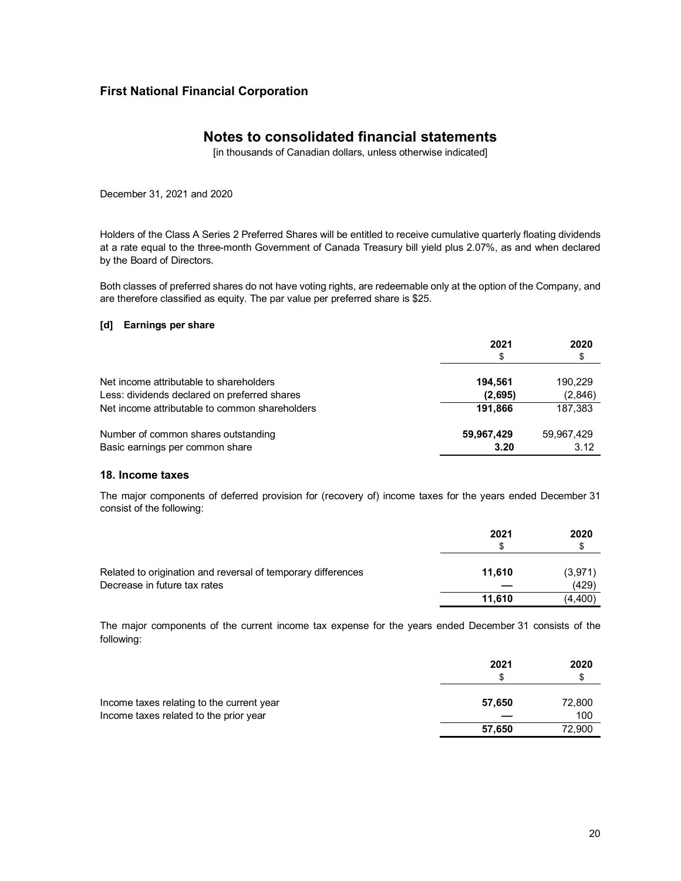Holders of the Class A Series 2 Preferred Shares will be entitled to receive cumulative quarterly floating dividends at a rate equal to the three-month Government of Canada Treasury bill yield plus 2.07%, as and when declared by the Board of Directors.

Both classes of preferred shares do not have voting rights, are redeemable only at the option of the Company, and are therefore classified as equity. The par value per preferred share is $25.

**[d] Earnings per share**

| | 2021 | 2020 |
|---|---|---|
| | $ | $ |
| Net income attributable to shareholders | **194,561** | 190,229 |
| Less: dividends declared on preferred shares | **(2,695)** | (2,846) |
| Net income attributable to common shareholders | **191,866** | 187,383 |
| Number of common shares outstanding | **59,967,429** | 59,967,429 |
| Basic earnings per common share | **3.20** | 3.12 |

## 18. Income taxes

The major components of deferred provision for (recovery of) income taxes for the years ended December 31 consist of the following:

| | 2021 | 2020 |
|---|---|---|
| | $ | $ |
| Related to origination and reversal of temporary differences | **11,610** | (3,971) |
| Decrease in future tax rates | **—** | (429) |
| | **11,610** | (4,400) |

The major components of the current income tax expense for the years ended December 31 consists of the following:

| | 2021 | 2020 |
|---|---|---|
| | $ | $ |
| Income taxes relating to the current year | **57,650** | 72,800 |
| Income taxes related to the prior year | **—** | 100 |
| | **57,650** | 72,900 |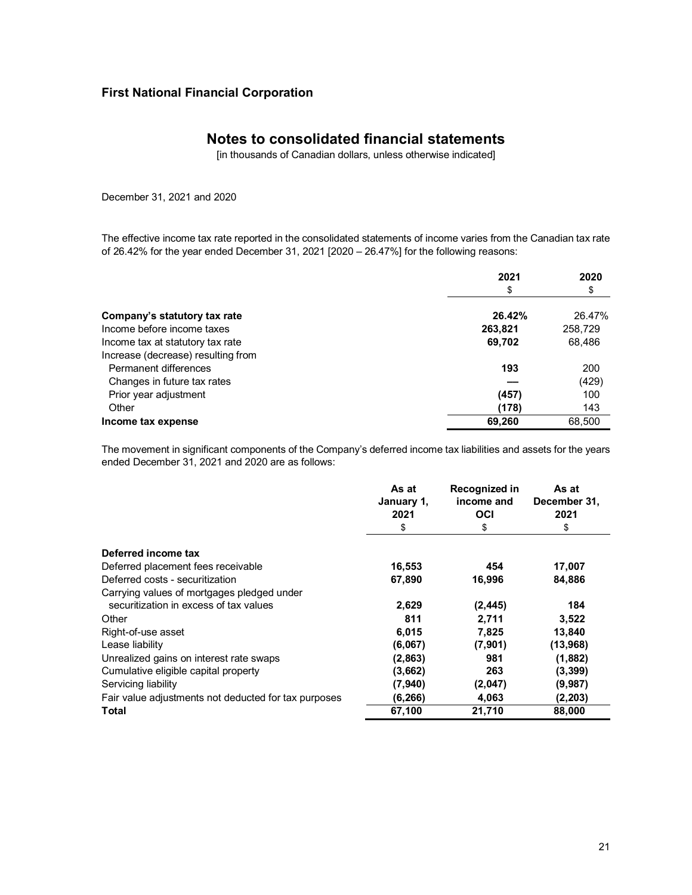**First National Financial Corporation**

# Notes to consolidated financial statements

[in thousands of Canadian dollars, unless otherwise indicated]

December 31, 2021 and 2020

The effective income tax rate reported in the consolidated statements of income varies from the Canadian tax rate of 26.42% for the year ended December 31, 2021 [2020 – 26.47%] for the following reasons:

| | 2021<br>$ | 2020<br>$ |
|---|---|---|
| **Company's statutory tax rate** | **26.42%** | 26.47% |
| Income before income taxes | **263,821** | 258,729 |
| Income tax at statutory tax rate | **69,702** | 68,486 |
| Increase (decrease) resulting from | | |
| Permanent differences | **193** | 200 |
| Changes in future tax rates | **—** | (429) |
| Prior year adjustment | **(457)** | 100 |
| Other | **(178)** | 143 |
| **Income tax expense** | **69,260** | 68,500 |

The movement in significant components of the Company's deferred income tax liabilities and assets for the years ended December 31, 2021 and 2020 are as follows:

| | As at January 1, 2021<br>$ | Recognized in income and OCI<br>$ | As at December 31, 2021<br>$ |
|---|---|---|---|
| **Deferred income tax** | | | |
| Deferred placement fees receivable | **16,553** | **454** | **17,007** |
| Deferred costs - securitization | **67,890** | **16,996** | **84,886** |
| Carrying values of mortgages pledged under securitization in excess of tax values | **2,629** | **(2,445)** | **184** |
| Other | **811** | **2,711** | **3,522** |
| Right-of-use asset | **6,015** | **7,825** | **13,840** |
| Lease liability | **(6,067)** | **(7,901)** | **(13,968)** |
| Unrealized gains on interest rate swaps | **(2,863)** | **981** | **(1,882)** |
| Cumulative eligible capital property | **(3,662)** | **263** | **(3,399)** |
| Servicing liability | **(7,940)** | **(2,047)** | **(9,987)** |
| Fair value adjustments not deducted for tax purposes | **(6,266)** | **4,063** | **(2,203)** |
| **Total** | **67,100** | **21,710** | **88,000** |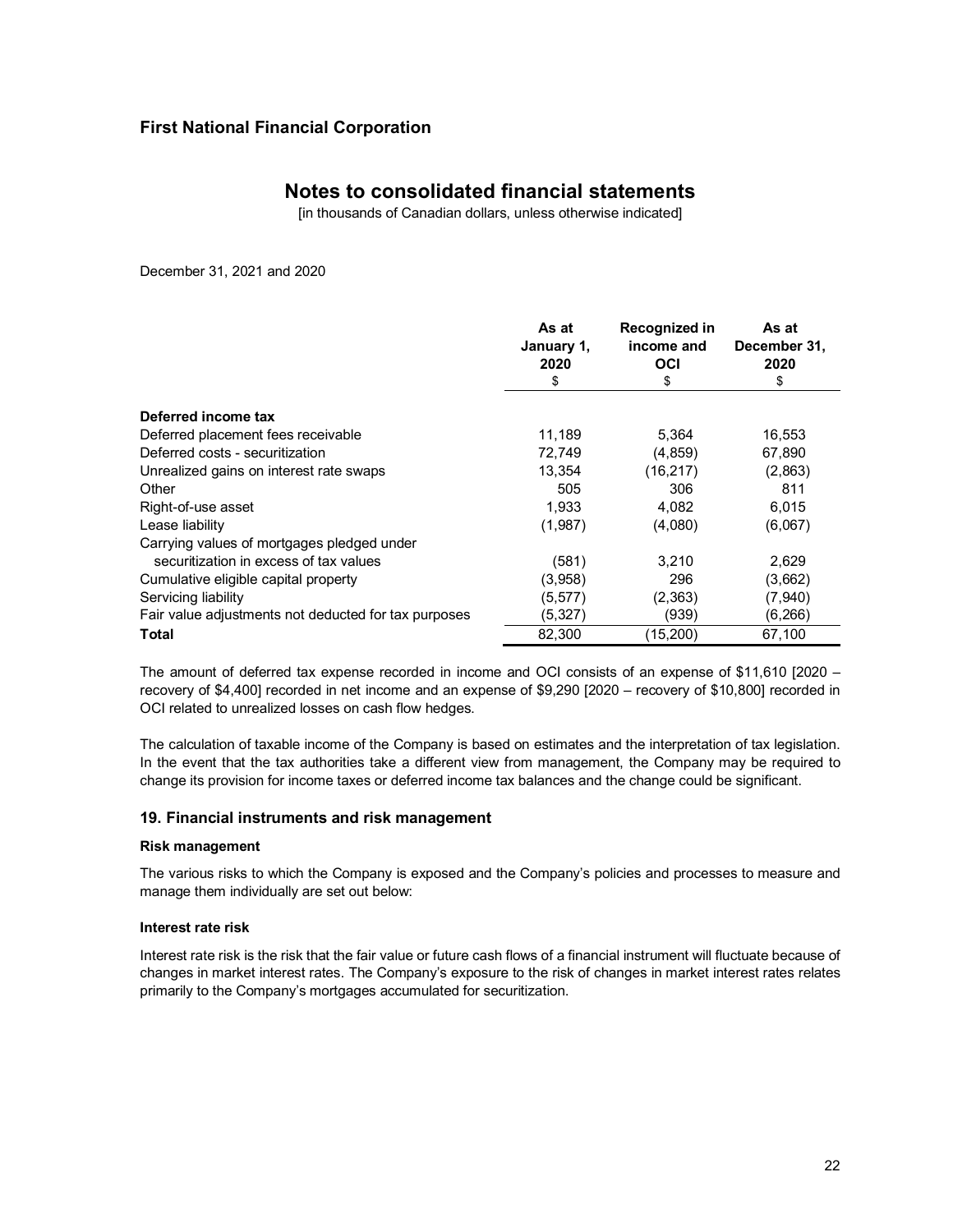# First National Financial Corporation

## Notes to consolidated financial statements

[in thousands of Canadian dollars, unless otherwise indicated]

December 31, 2021 and 2020

| | As at January 1, 2020 $ | Recognized in income and OCI $ | As at December 31, 2020 $ |
|---|---|---|---|
| **Deferred income tax** | | | |
| Deferred placement fees receivable | 11,189 | 5,364 | 16,553 |
| Deferred costs - securitization | 72,749 | (4,859) | 67,890 |
| Unrealized gains on interest rate swaps | 13,354 | (16,217) | (2,863) |
| Other | 505 | 306 | 811 |
| Right-of-use asset | 1,933 | 4,082 | 6,015 |
| Lease liability | (1,987) | (4,080) | (6,067) |
| Carrying values of mortgages pledged under securitization in excess of tax values | (581) | 3,210 | 2,629 |
| Cumulative eligible capital property | (3,958) | 296 | (3,662) |
| Servicing liability | (5,577) | (2,363) | (7,940) |
| Fair value adjustments not deducted for tax purposes | (5,327) | (939) | (6,266) |
| **Total** | 82,300 | (15,200) | 67,100 |

The amount of deferred tax expense recorded in income and OCI consists of an expense of $11,610 [2020 – recovery of $4,400] recorded in net income and an expense of $9,290 [2020 – recovery of $10,800] recorded in OCI related to unrealized losses on cash flow hedges.

The calculation of taxable income of the Company is based on estimates and the interpretation of tax legislation. In the event that the tax authorities take a different view from management, the Company may be required to change its provision for income taxes or deferred income tax balances and the change could be significant.

### 19. Financial instruments and risk management

#### Risk management

The various risks to which the Company is exposed and the Company's policies and processes to measure and manage them individually are set out below:

#### Interest rate risk

Interest rate risk is the risk that the fair value or future cash flows of a financial instrument will fluctuate because of changes in market interest rates. The Company's exposure to the risk of changes in market interest rates relates primarily to the Company's mortgages accumulated for securitization.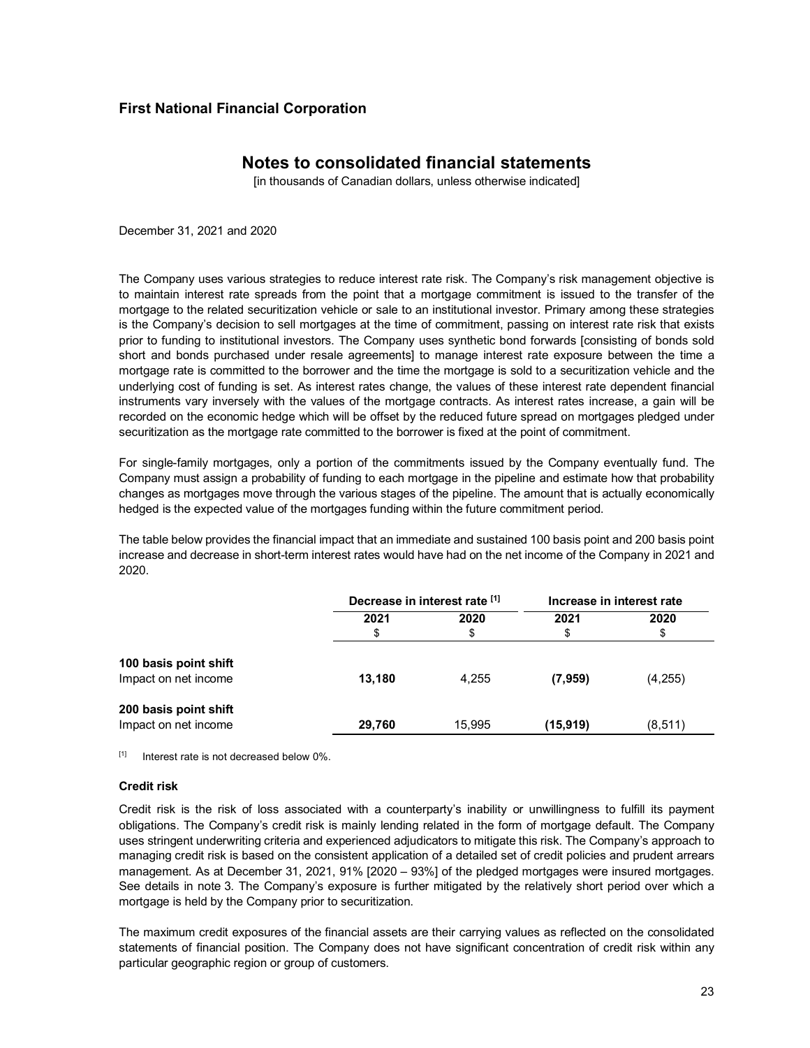The Company uses various strategies to reduce interest rate risk. The Company's risk management objective is to maintain interest rate spreads from the point that a mortgage commitment is issued to the transfer of the mortgage to the related securitization vehicle or sale to an institutional investor. Primary among these strategies is the Company's decision to sell mortgages at the time of commitment, passing on interest rate risk that exists prior to funding to institutional investors. The Company uses synthetic bond forwards [consisting of bonds sold short and bonds purchased under resale agreements] to manage interest rate exposure between the time a mortgage rate is committed to the borrower and the time the mortgage is sold to a securitization vehicle and the underlying cost of funding is set. As interest rates change, the values of these interest rate dependent financial instruments vary inversely with the values of the mortgage contracts. As interest rates increase, a gain will be recorded on the economic hedge which will be offset by the reduced future spread on mortgages pledged under securitization as the mortgage rate committed to the borrower is fixed at the point of commitment.

For single-family mortgages, only a portion of the commitments issued by the Company eventually fund. The Company must assign a probability of funding to each mortgage in the pipeline and estimate how that probability changes as mortgages move through the various stages of the pipeline. The amount that is actually economically hedged is the expected value of the mortgages funding within the future commitment period.

The table below provides the financial impact that an immediate and sustained 100 basis point and 200 basis point increase and decrease in short-term interest rates would have had on the net income of the Company in 2021 and 2020.

| | Decrease in interest rate [1] | | Increase in interest rate | |
|---|---|---|---|---|
| | 2021<br>$ | 2020<br>$ | 2021<br>$ | 2020<br>$ |
| **100 basis point shift** | | | | |
| Impact on net income | **13,180** | 4,255 | **(7,959)** | (4,255) |
| **200 basis point shift** | | | | |
| Impact on net income | **29,760** | 15,995 | **(15,919)** | (8,511) |

[1] Interest rate is not decreased below 0%.

**Credit risk**

Credit risk is the risk of loss associated with a counterparty's inability or unwillingness to fulfill its payment obligations. The Company's credit risk is mainly lending related in the form of mortgage default. The Company uses stringent underwriting criteria and experienced adjudicators to mitigate this risk. The Company's approach to managing credit risk is based on the consistent application of a detailed set of credit policies and prudent arrears management. As at December 31, 2021, 91% [2020 – 93%] of the pledged mortgages were insured mortgages. See details in note 3. The Company's exposure is further mitigated by the relatively short period over which a mortgage is held by the Company prior to securitization.

The maximum credit exposures of the financial assets are their carrying values as reflected on the consolidated statements of financial position. The Company does not have significant concentration of credit risk within any particular geographic region or group of customers.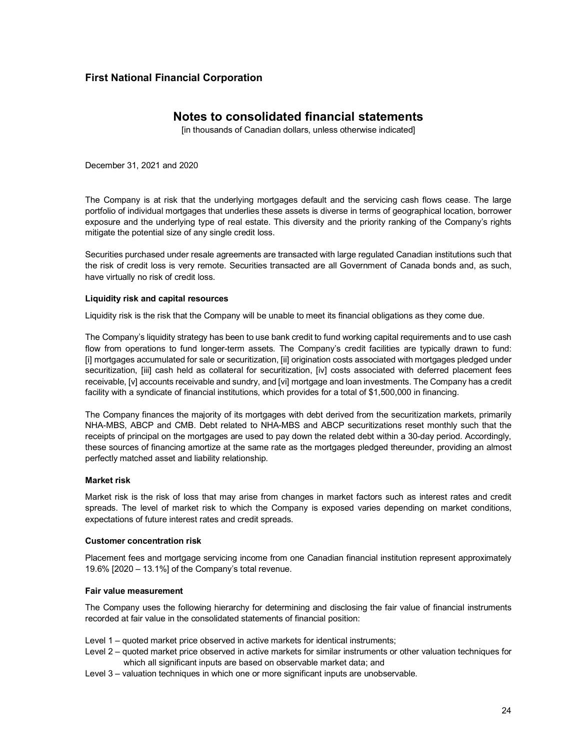The Company is at risk that the underlying mortgages default and the servicing cash flows cease. The large portfolio of individual mortgages that underlies these assets is diverse in terms of geographical location, borrower exposure and the underlying type of real estate. This diversity and the priority ranking of the Company's rights mitigate the potential size of any single credit loss.

Securities purchased under resale agreements are transacted with large regulated Canadian institutions such that the risk of credit loss is very remote. Securities transacted are all Government of Canada bonds and, as such, have virtually no risk of credit loss.

**Liquidity risk and capital resources**

Liquidity risk is the risk that the Company will be unable to meet its financial obligations as they come due.

The Company's liquidity strategy has been to use bank credit to fund working capital requirements and to use cash flow from operations to fund longer-term assets. The Company's credit facilities are typically drawn to fund: [i] mortgages accumulated for sale or securitization, [ii] origination costs associated with mortgages pledged under securitization, [iii] cash held as collateral for securitization, [iv] costs associated with deferred placement fees receivable, [v] accounts receivable and sundry, and [vi] mortgage and loan investments. The Company has a credit facility with a syndicate of financial institutions, which provides for a total of $1,500,000 in financing.

The Company finances the majority of its mortgages with debt derived from the securitization markets, primarily NHA-MBS, ABCP and CMB. Debt related to NHA-MBS and ABCP securitizations reset monthly such that the receipts of principal on the mortgages are used to pay down the related debt within a 30-day period. Accordingly, these sources of financing amortize at the same rate as the mortgages pledged thereunder, providing an almost perfectly matched asset and liability relationship.

**Market risk**

Market risk is the risk of loss that may arise from changes in market factors such as interest rates and credit spreads. The level of market risk to which the Company is exposed varies depending on market conditions, expectations of future interest rates and credit spreads.

**Customer concentration risk**

Placement fees and mortgage servicing income from one Canadian financial institution represent approximately 19.6% [2020 – 13.1%] of the Company's total revenue.

**Fair value measurement**

The Company uses the following hierarchy for determining and disclosing the fair value of financial instruments recorded at fair value in the consolidated statements of financial position:

Level 1 – quoted market price observed in active markets for identical instruments;
Level 2 – quoted market price observed in active markets for similar instruments or other valuation techniques for which all significant inputs are based on observable market data; and
Level 3 – valuation techniques in which one or more significant inputs are unobservable.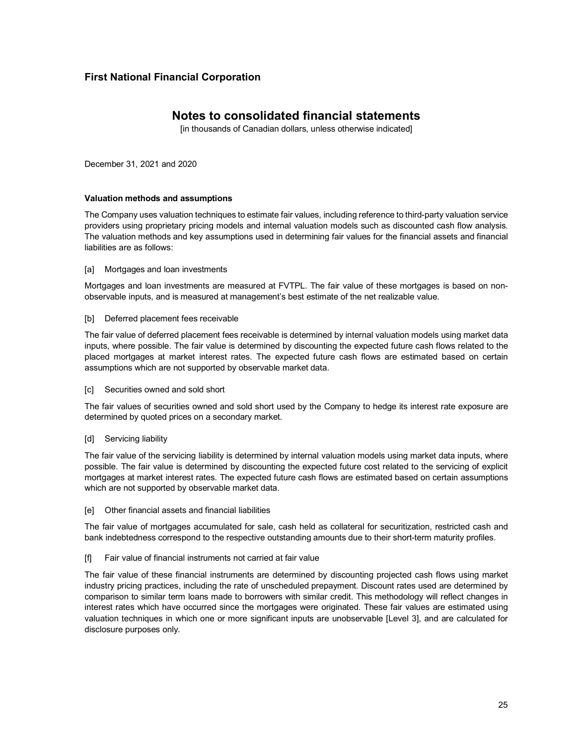**Valuation methods and assumptions**

The Company uses valuation techniques to estimate fair values, including reference to third-party valuation service providers using proprietary pricing models and internal valuation models such as discounted cash flow analysis. The valuation methods and key assumptions used in determining fair values for the financial assets and financial liabilities are as follows:

[a] Mortgages and loan investments

Mortgages and loan investments are measured at FVTPL. The fair value of these mortgages is based on non-observable inputs, and is measured at management's best estimate of the net realizable value.

[b] Deferred placement fees receivable

The fair value of deferred placement fees receivable is determined by internal valuation models using market data inputs, where possible. The fair value is determined by discounting the expected future cash flows related to the placed mortgages at market interest rates. The expected future cash flows are estimated based on certain assumptions which are not supported by observable market data.

[c] Securities owned and sold short

The fair values of securities owned and sold short used by the Company to hedge its interest rate exposure are determined by quoted prices on a secondary market.

[d] Servicing liability

The fair value of the servicing liability is determined by internal valuation models using market data inputs, where possible. The fair value is determined by discounting the expected future cost related to the servicing of explicit mortgages at market interest rates. The expected future cash flows are estimated based on certain assumptions which are not supported by observable market data.

[e] Other financial assets and financial liabilities

The fair value of mortgages accumulated for sale, cash held as collateral for securitization, restricted cash and bank indebtedness correspond to the respective outstanding amounts due to their short-term maturity profiles.

[f] Fair value of financial instruments not carried at fair value

The fair value of these financial instruments are determined by discounting projected cash flows using market industry pricing practices, including the rate of unscheduled prepayment. Discount rates used are determined by comparison to similar term loans made to borrowers with similar credit. This methodology will reflect changes in interest rates which have occurred since the mortgages were originated. These fair values are estimated using valuation techniques in which one or more significant inputs are unobservable [Level 3], and are calculated for disclosure purposes only.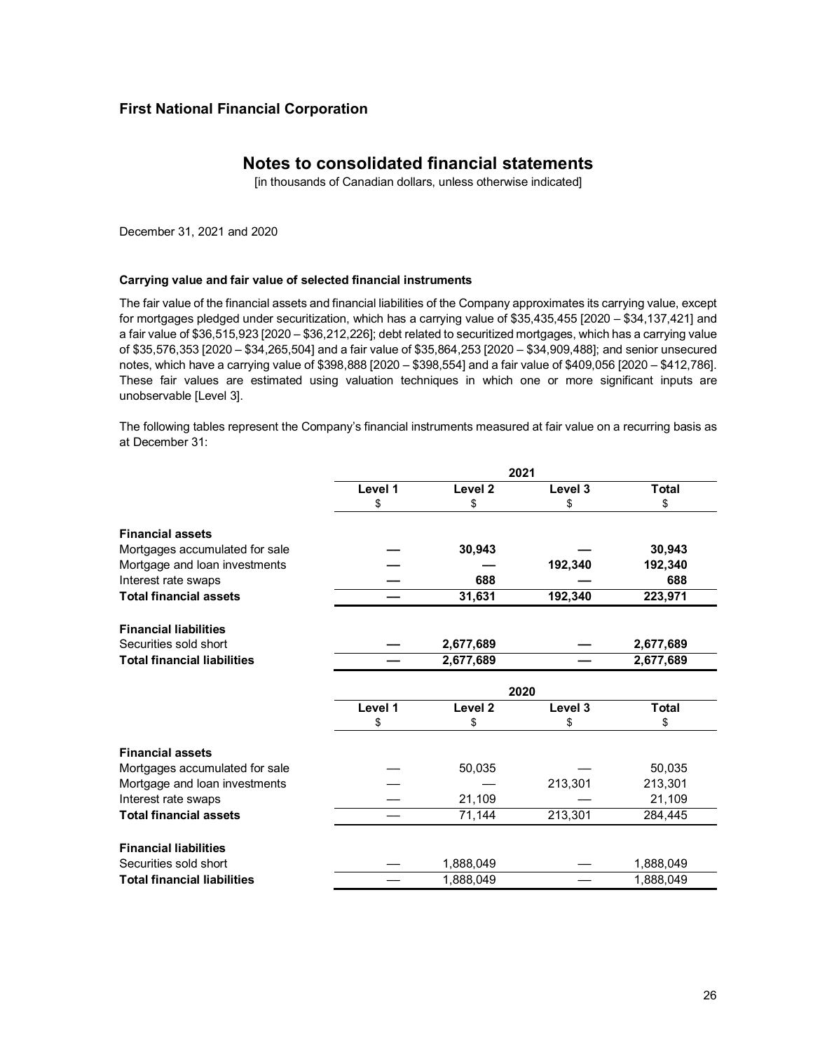**First National Financial Corporation**

# Notes to consolidated financial statements

[in thousands of Canadian dollars, unless otherwise indicated]

December 31, 2021 and 2020

### Carrying value and fair value of selected financial instruments

The fair value of the financial assets and financial liabilities of the Company approximates its carrying value, except for mortgages pledged under securitization, which has a carrying value of $35,435,455 [2020 – $34,137,421] and a fair value of $36,515,923 [2020 – $36,212,226]; debt related to securitized mortgages, which has a carrying value of $35,576,353 [2020 – $34,265,504] and a fair value of $35,864,253 [2020 – $34,909,488]; and senior unsecured notes, which have a carrying value of $398,888 [2020 – $398,554] and a fair value of $409,056 [2020 – $412,786]. These fair values are estimated using valuation techniques in which one or more significant inputs are unobservable [Level 3].

The following tables represent the Company's financial instruments measured at fair value on a recurring basis as at December 31:

| | 2021 | | | |
|---|---|---|---|---|
| | Level 1 | Level 2 | Level 3 | Total |
| | $ | $ | $ | $ |
| **Financial assets** | | | | |
| Mortgages accumulated for sale | **—** | **30,943** | **—** | **30,943** |
| Mortgage and loan investments | **—** | **—** | **192,340** | **192,340** |
| Interest rate swaps | **—** | **688** | **—** | **688** |
| **Total financial assets** | **—** | **31,631** | **192,340** | **223,971** |
| **Financial liabilities** | | | | |
| Securities sold short | **—** | **2,677,689** | **—** | **2,677,689** |
| **Total financial liabilities** | **—** | **2,677,689** | **—** | **2,677,689** |

| | 2020 | | | |
|---|---|---|---|---|
| | Level 1 | Level 2 | Level 3 | Total |
| | $ | $ | $ | $ |
| **Financial assets** | | | | |
| Mortgages accumulated for sale | — | 50,035 | — | 50,035 |
| Mortgage and loan investments | — | — | 213,301 | 213,301 |
| Interest rate swaps | — | 21,109 | — | 21,109 |
| **Total financial assets** | — | 71,144 | 213,301 | 284,445 |
| **Financial liabilities** | | | | |
| Securities sold short | — | 1,888,049 | — | 1,888,049 |
| **Total financial liabilities** | — | 1,888,049 | — | 1,888,049 |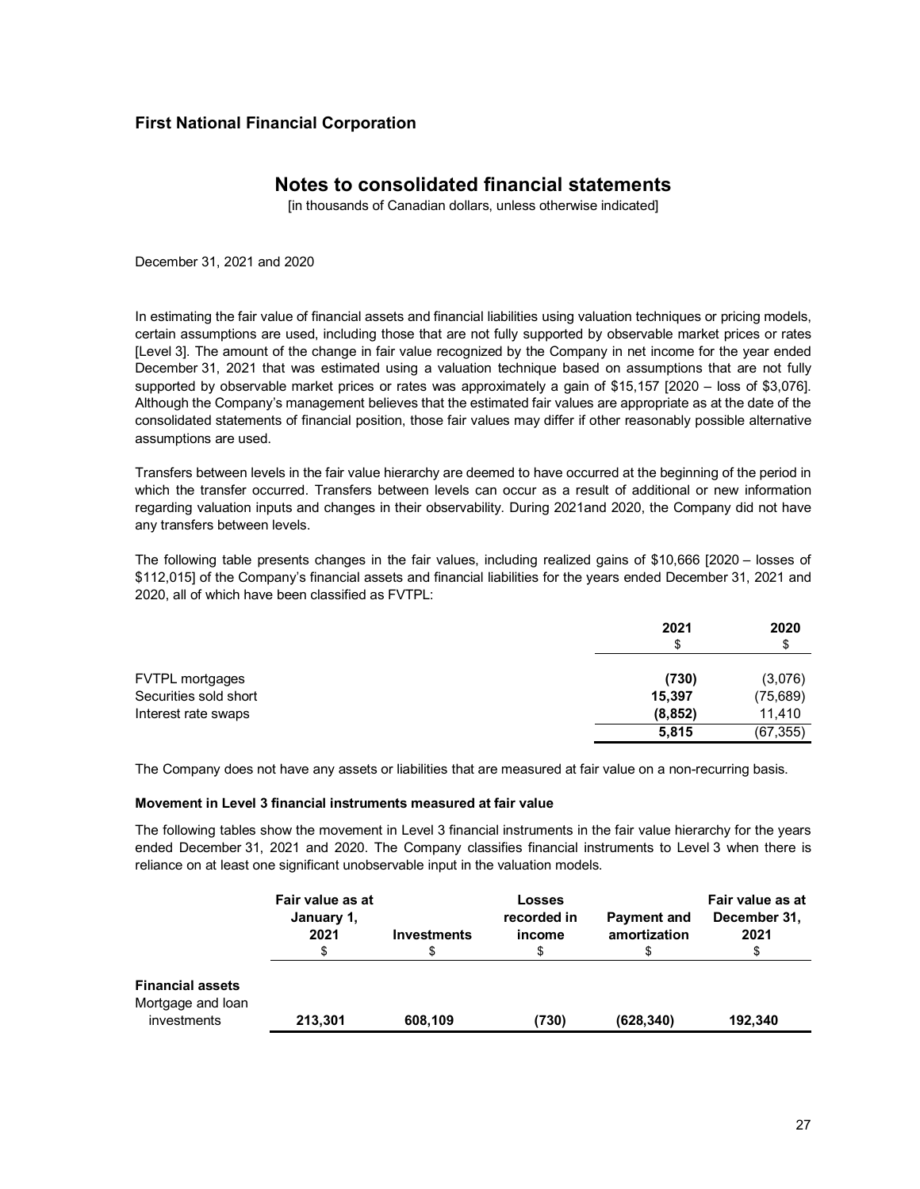# First National Financial Corporation

## Notes to consolidated financial statements

[in thousands of Canadian dollars, unless otherwise indicated]

December 31, 2021 and 2020

In estimating the fair value of financial assets and financial liabilities using valuation techniques or pricing models, certain assumptions are used, including those that are not fully supported by observable market prices or rates [Level 3]. The amount of the change in fair value recognized by the Company in net income for the year ended December 31, 2021 that was estimated using a valuation technique based on assumptions that are not fully supported by observable market prices or rates was approximately a gain of $15,157 [2020 – loss of $3,076]. Although the Company's management believes that the estimated fair values are appropriate as at the date of the consolidated statements of financial position, those fair values may differ if other reasonably possible alternative assumptions are used.

Transfers between levels in the fair value hierarchy are deemed to have occurred at the beginning of the period in which the transfer occurred. Transfers between levels can occur as a result of additional or new information regarding valuation inputs and changes in their observability. During 2021and 2020, the Company did not have any transfers between levels.

The following table presents changes in the fair values, including realized gains of $10,666 [2020 – losses of $112,015] of the Company's financial assets and financial liabilities for the years ended December 31, 2021 and 2020, all of which have been classified as FVTPL:

| | 2021<br>$ | 2020<br>$ |
|---|---|---|
| FVTPL mortgages | **(730)** | (3,076) |
| Securities sold short | **15,397** | (75,689) |
| Interest rate swaps | **(8,852)** | 11,410 |
| | **5,815** | (67,355) |

The Company does not have any assets or liabilities that are measured at fair value on a non-recurring basis.

**Movement in Level 3 financial instruments measured at fair value**

The following tables show the movement in Level 3 financial instruments in the fair value hierarchy for the years ended December 31, 2021 and 2020. The Company classifies financial instruments to Level 3 when there is reliance on at least one significant unobservable input in the valuation models.

| | Fair value as at January 1, 2021<br>$ | Investments<br>$ | Losses recorded in income<br>$ | Payment and amortization<br>$ | Fair value as at December 31, 2021<br>$ |
|---|---|---|---|---|---|
| **Financial assets** | | | | | |
| Mortgage and loan investments | **213,301** | **608,109** | **(730)** | **(628,340)** | **192,340** |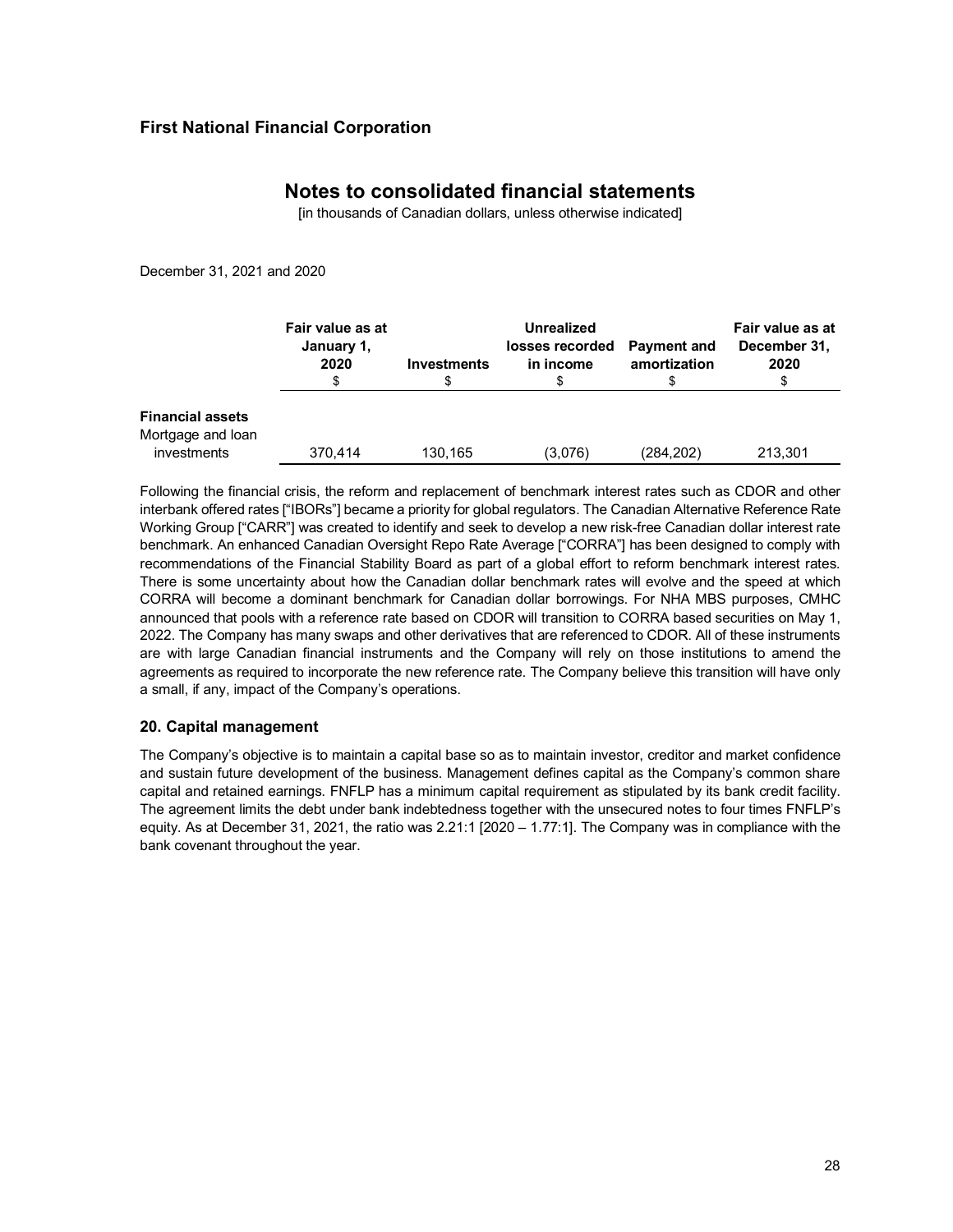**First National Financial Corporation**

## Notes to consolidated financial statements

[in thousands of Canadian dollars, unless otherwise indicated]

December 31, 2021 and 2020

| | Fair value as at January 1, 2020 $ | Investments $ | Unrealized losses recorded in income $ | Payment and amortization $ | Fair value as at December 31, 2020 $ |
|---|---|---|---|---|---|
| **Financial assets** | | | | | |
| Mortgage and loan investments | 370,414 | 130,165 | (3,076) | (284,202) | 213,301 |

Following the financial crisis, the reform and replacement of benchmark interest rates such as CDOR and other interbank offered rates ["IBORs"] became a priority for global regulators. The Canadian Alternative Reference Rate Working Group ["CARR"] was created to identify and seek to develop a new risk-free Canadian dollar interest rate benchmark. An enhanced Canadian Oversight Repo Rate Average ["CORRA"] has been designed to comply with recommendations of the Financial Stability Board as part of a global effort to reform benchmark interest rates. There is some uncertainty about how the Canadian dollar benchmark rates will evolve and the speed at which CORRA will become a dominant benchmark for Canadian dollar borrowings. For NHA MBS purposes, CMHC announced that pools with a reference rate based on CDOR will transition to CORRA based securities on May 1, 2022. The Company has many swaps and other derivatives that are referenced to CDOR. All of these instruments are with large Canadian financial instruments and the Company will rely on those institutions to amend the agreements as required to incorporate the new reference rate. The Company believe this transition will have only a small, if any, impact of the Company's operations.

### 20. Capital management

The Company's objective is to maintain a capital base so as to maintain investor, creditor and market confidence and sustain future development of the business. Management defines capital as the Company's common share capital and retained earnings. FNFLP has a minimum capital requirement as stipulated by its bank credit facility. The agreement limits the debt under bank indebtedness together with the unsecured notes to four times FNFLP's equity. As at December 31, 2021, the ratio was 2.21:1 [2020 – 1.77:1]. The Company was in compliance with the bank covenant throughout the year.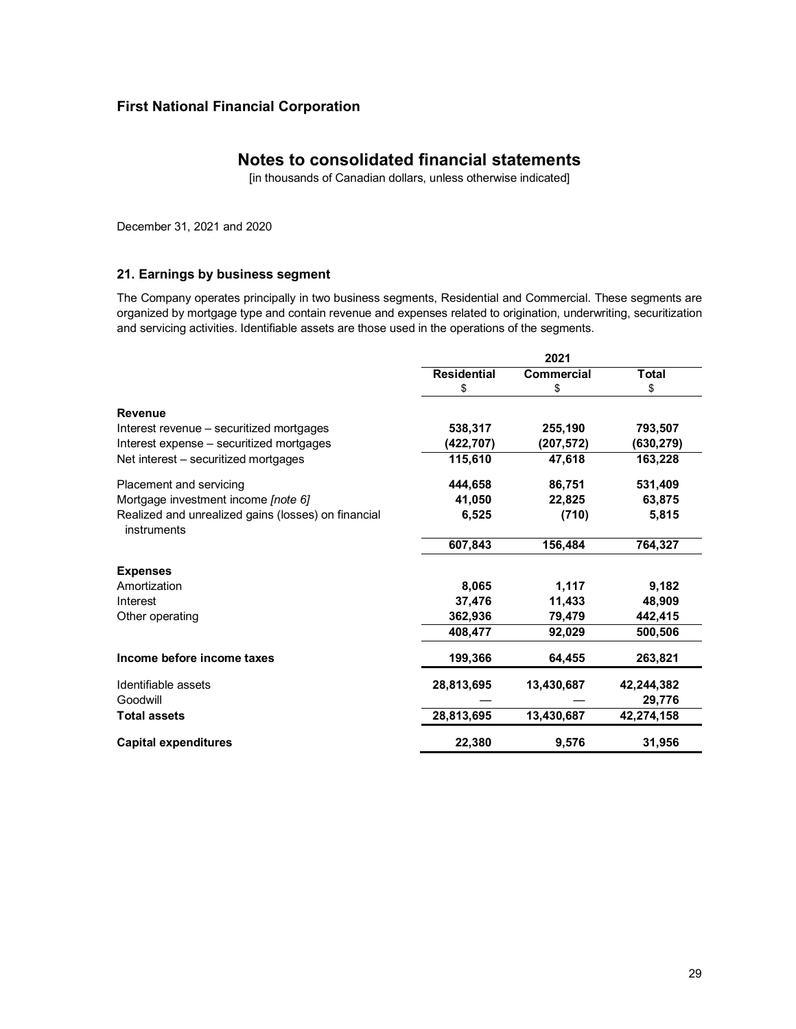**First National Financial Corporation**

# Notes to consolidated financial statements

[in thousands of Canadian dollars, unless otherwise indicated]

December 31, 2021 and 2020

## 21. Earnings by business segment

The Company operates principally in two business segments, Residential and Commercial. These segments are organized by mortgage type and contain revenue and expenses related to origination, underwriting, securitization and servicing activities. Identifiable assets are those used in the operations of the segments.

| | 2021 | | |
|---|---|---|---|
| | **Residential** | **Commercial** | **Total** |
| | $ | $ | $ |
| **Revenue** | | | |
| Interest revenue – securitized mortgages | **538,317** | **255,190** | **793,507** |
| Interest expense – securitized mortgages | **(422,707)** | **(207,572)** | **(630,279)** |
| Net interest – securitized mortgages | **115,610** | **47,618** | **163,228** |
| Placement and servicing | **444,658** | **86,751** | **531,409** |
| Mortgage investment income *[note 6]* | **41,050** | **22,825** | **63,875** |
| Realized and unrealized gains (losses) on financial instruments | **6,525** | **(710)** | **5,815** |
| | **607,843** | **156,484** | **764,327** |
| **Expenses** | | | |
| Amortization | **8,065** | **1,117** | **9,182** |
| Interest | **37,476** | **11,433** | **48,909** |
| Other operating | **362,936** | **79,479** | **442,415** |
| | **408,477** | **92,029** | **500,506** |
| **Income before income taxes** | **199,366** | **64,455** | **263,821** |
| Identifiable assets | **28,813,695** | **13,430,687** | **42,244,382** |
| Goodwill | **—** | **—** | **29,776** |
| **Total assets** | **28,813,695** | **13,430,687** | **42,274,158** |
| **Capital expenditures** | **22,380** | **9,576** | **31,956** |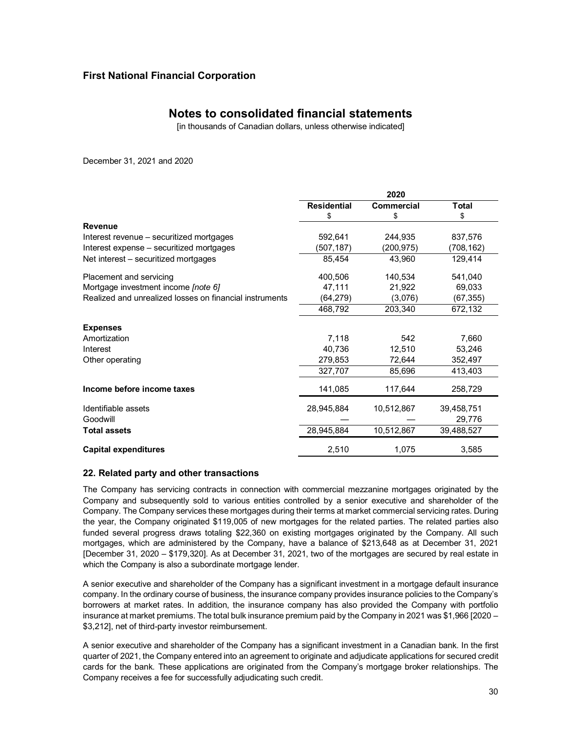## First National Financial Corporation

# Notes to consolidated financial statements

[in thousands of Canadian dollars, unless otherwise indicated]

December 31, 2021 and 2020

| | 2020 | | |
|---|---|---|---|
| | **Residential** | **Commercial** | **Total** |
| | $ | $ | $ |
| **Revenue** | | | |
| Interest revenue – securitized mortgages | 592,641 | 244,935 | 837,576 |
| Interest expense – securitized mortgages | (507,187) | (200,975) | (708,162) |
| Net interest – securitized mortgages | 85,454 | 43,960 | 129,414 |
| Placement and servicing | 400,506 | 140,534 | 541,040 |
| Mortgage investment income *[note 6]* | 47,111 | 21,922 | 69,033 |
| Realized and unrealized losses on financial instruments | (64,279) | (3,076) | (67,355) |
| | 468,792 | 203,340 | 672,132 |
| **Expenses** | | | |
| Amortization | 7,118 | 542 | 7,660 |
| Interest | 40,736 | 12,510 | 53,246 |
| Other operating | 279,853 | 72,644 | 352,497 |
| | 327,707 | 85,696 | 413,403 |
| **Income before income taxes** | 141,085 | 117,644 | 258,729 |
| Identifiable assets | 28,945,884 | 10,512,867 | 39,458,751 |
| Goodwill | — | — | 29,776 |
| **Total assets** | 28,945,884 | 10,512,867 | 39,488,527 |
| **Capital expenditures** | 2,510 | 1,075 | 3,585 |

### 22. Related party and other transactions

The Company has servicing contracts in connection with commercial mezzanine mortgages originated by the Company and subsequently sold to various entities controlled by a senior executive and shareholder of the Company. The Company services these mortgages during their terms at market commercial servicing rates. During the year, the Company originated $119,005 of new mortgages for the related parties. The related parties also funded several progress draws totaling $22,360 on existing mortgages originated by the Company. All such mortgages, which are administered by the Company, have a balance of $213,648 as at December 31, 2021 [December 31, 2020 – $179,320]. As at December 31, 2021, two of the mortgages are secured by real estate in which the Company is also a subordinate mortgage lender.

A senior executive and shareholder of the Company has a significant investment in a mortgage default insurance company. In the ordinary course of business, the insurance company provides insurance policies to the Company's borrowers at market rates. In addition, the insurance company has also provided the Company with portfolio insurance at market premiums. The total bulk insurance premium paid by the Company in 2021 was $1,966 [2020 – $3,212], net of third-party investor reimbursement.

A senior executive and shareholder of the Company has a significant investment in a Canadian bank. In the first quarter of 2021, the Company entered into an agreement to originate and adjudicate applications for secured credit cards for the bank. These applications are originated from the Company's mortgage broker relationships. The Company receives a fee for successfully adjudicating such credit.